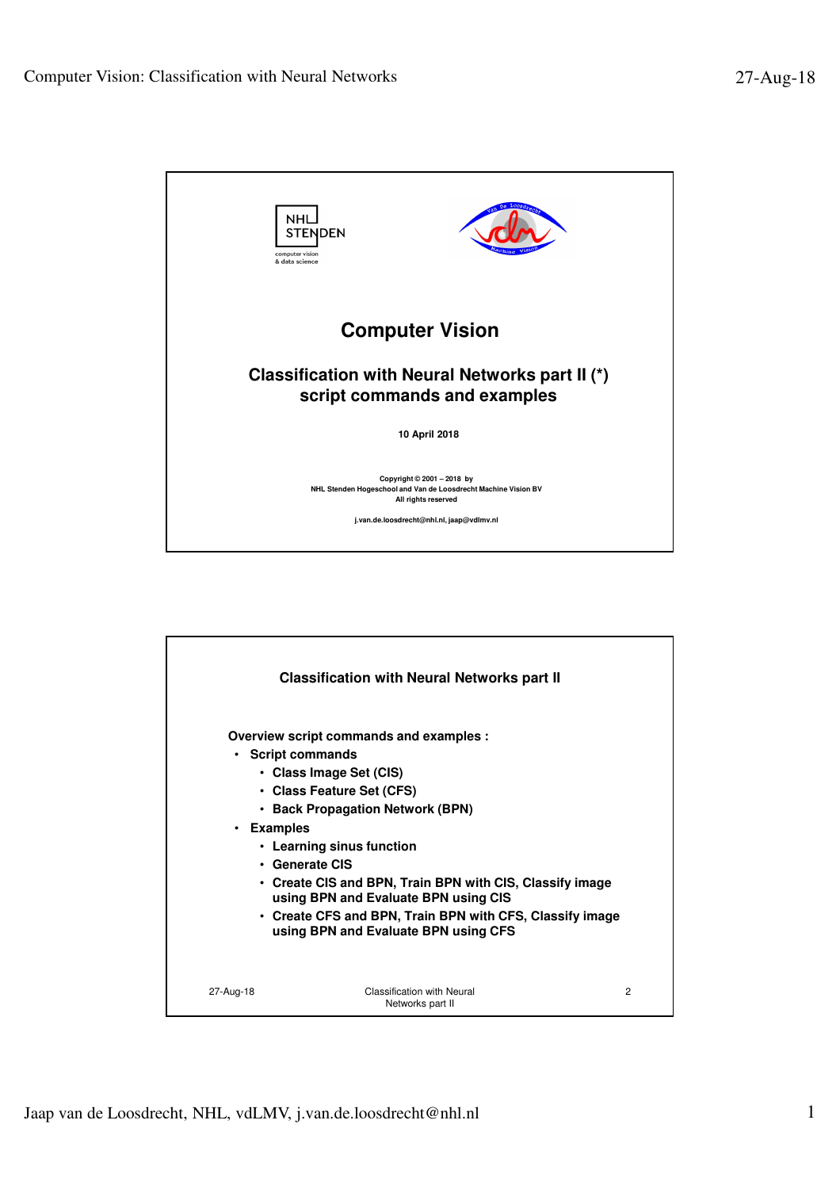NHL STENDEN
computer vision & data science

# Computer Vision

## Classification with Neural Networks part II (*) script commands and examples

**10 April 2018**

Copyright © 2001 – 2018 by
NHL Stenden Hogeschool and Van de Loosdrecht Machine Vision BV
All rights reserved

j.van.de.loosdrecht@nhl.nl, jaap@vdlmv.nl

---

## Classification with Neural Networks part II

**Overview script commands and examples :**

- **Script commands**
  - **Class Image Set (CIS)**
  - **Class Feature Set (CFS)**
  - **Back Propagation Network (BPN)**
- **Examples**
  - **Learning sinus function**
  - **Generate CIS**
  - **Create CIS and BPN, Train BPN with CIS, Classify image using BPN and Evaluate BPN using CIS**
  - **Create CFS and BPN, Train BPN with CFS, Classify image using BPN and Evaluate BPN using CFS**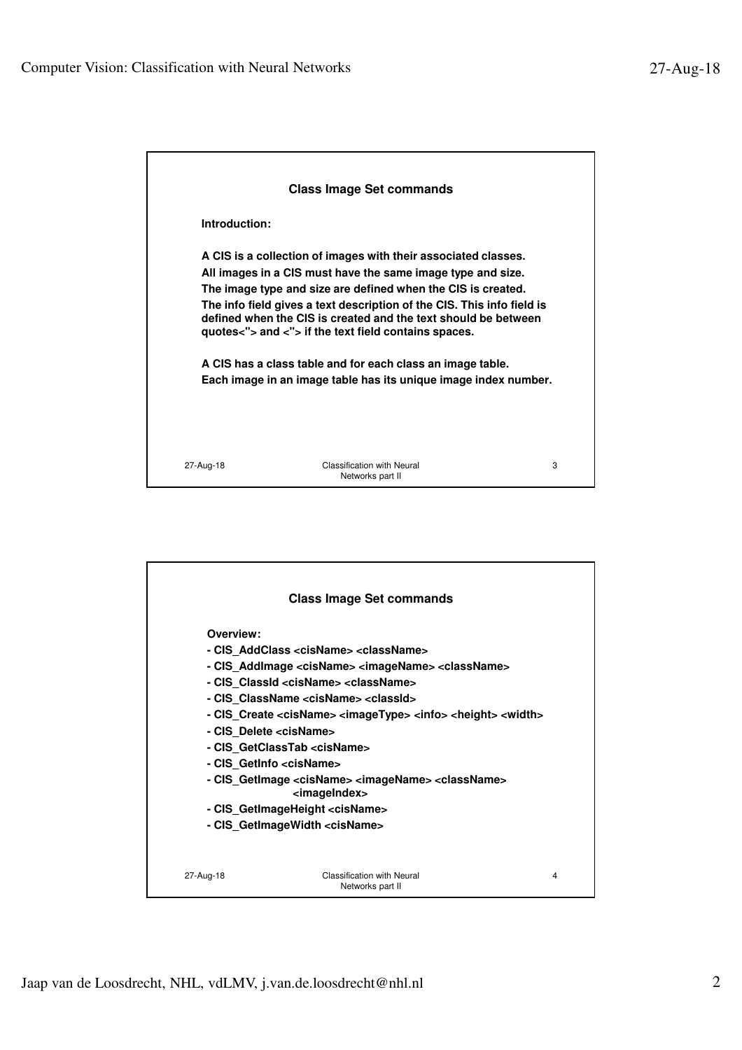## Class Image Set commands

**Introduction:**

**A CIS is a collection of images with their associated classes.**
**All images in a CIS must have the same image type and size.**
**The image type and size are defined when the CIS is created.**
**The info field gives a text description of the CIS. This info field is defined when the CIS is created and the text should be between quotes<"> and <"> if the text field contains spaces.**

**A CIS has a class table and for each class an image table.**
**Each image in an image table has its unique image index number.**

## Class Image Set commands

**Overview:**

- **CIS_AddClass <cisName> <className>**
- **CIS_AddImage <cisName> <imageName> <className>**
- **CIS_ClassId <cisName> <className>**
- **CIS_ClassName <cisName> <classId>**
- **CIS_Create <cisName> <imageType> <info> <height> <width>**
- **CIS_Delete <cisName>**
- **CIS_GetClassTab <cisName>**
- **CIS_GetInfo <cisName>**
- **CIS_GetImage <cisName> <imageName> <className> <imageIndex>**
- **CIS_GetImageHeight <cisName>**
- **CIS_GetImageWidth <cisName>**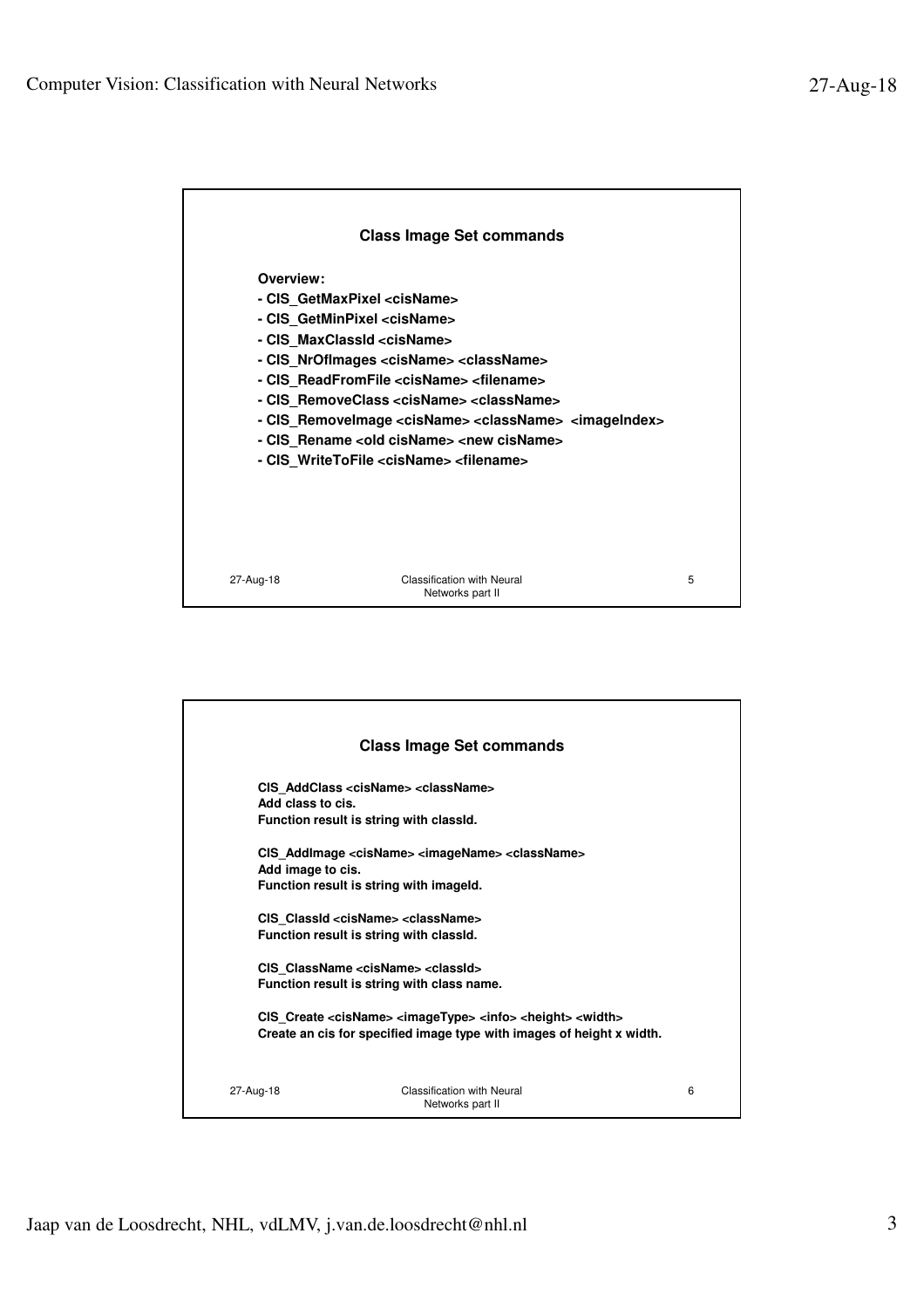## Class Image Set commands

**Overview:**

- **CIS_GetMaxPixel <cisName>**
- **CIS_GetMinPixel <cisName>**
- **CIS_MaxClassId <cisName>**
- **CIS_NrOfImages <cisName> <className>**
- **CIS_ReadFromFile <cisName> <filename>**
- **CIS_RemoveClass <cisName> <className>**
- **CIS_RemoveImage <cisName> <className> <imageIndex>**
- **CIS_Rename <old cisName> <new cisName>**
- **CIS_WriteToFile <cisName> <filename>**

27-Aug-18 Classification with Neural Networks part II 5

## Class Image Set commands

**CIS_AddClass <cisName> <className>**
**Add class to cis.**
**Function result is string with classId.**

**CIS_AddImage <cisName> <imageName> <className>**
**Add image to cis.**
**Function result is string with imageId.**

**CIS_ClassId <cisName> <className>**
**Function result is string with classId.**

**CIS_ClassName <cisName> <classId>**
**Function result is string with class name.**

**CIS_Create <cisName> <imageType> <info> <height> <width>**
**Create an cis for specified image type with images of height x width.**

27-Aug-18 Classification with Neural Networks part II 6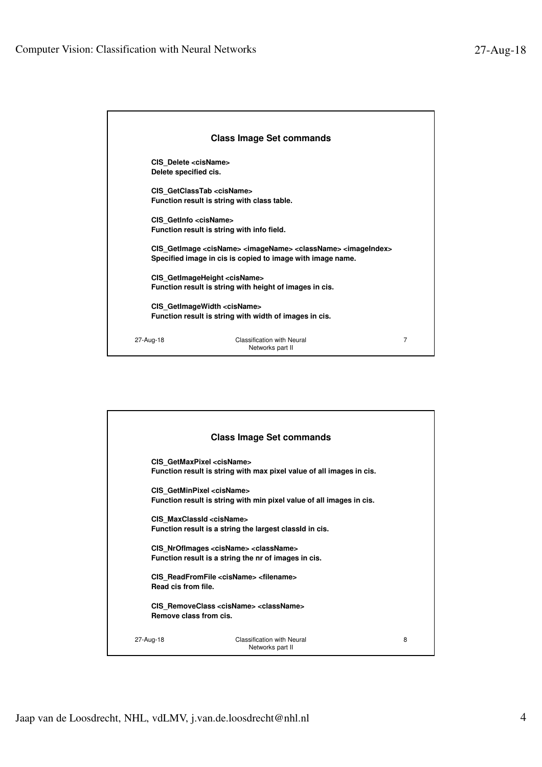## Class Image Set commands

**CIS_Delete <cisName>**
**Delete specified cis.**

**CIS_GetClassTab <cisName>**
**Function result is string with class table.**

**CIS_GetInfo <cisName>**
**Function result is string with info field.**

**CIS_GetImage <cisName> <imageName> <className> <imageIndex>**
**Specified image in cis is copied to image with image name.**

**CIS_GetImageHeight <cisName>**
**Function result is string with height of images in cis.**

**CIS_GetImageWidth <cisName>**
**Function result is string with width of images in cis.**

## Class Image Set commands

**CIS_GetMaxPixel <cisName>**
**Function result is string with max pixel value of all images in cis.**

**CIS_GetMinPixel <cisName>**
**Function result is string with min pixel value of all images in cis.**

**CIS_MaxClassId <cisName>**
**Function result is a string the largest classId in cis.**

**CIS_NrOfImages <cisName> <className>**
**Function result is a string the nr of images in cis.**

**CIS_ReadFromFile <cisName> <filename>**
**Read cis from file.**

**CIS_RemoveClass <cisName> <className>**
**Remove class from cis.**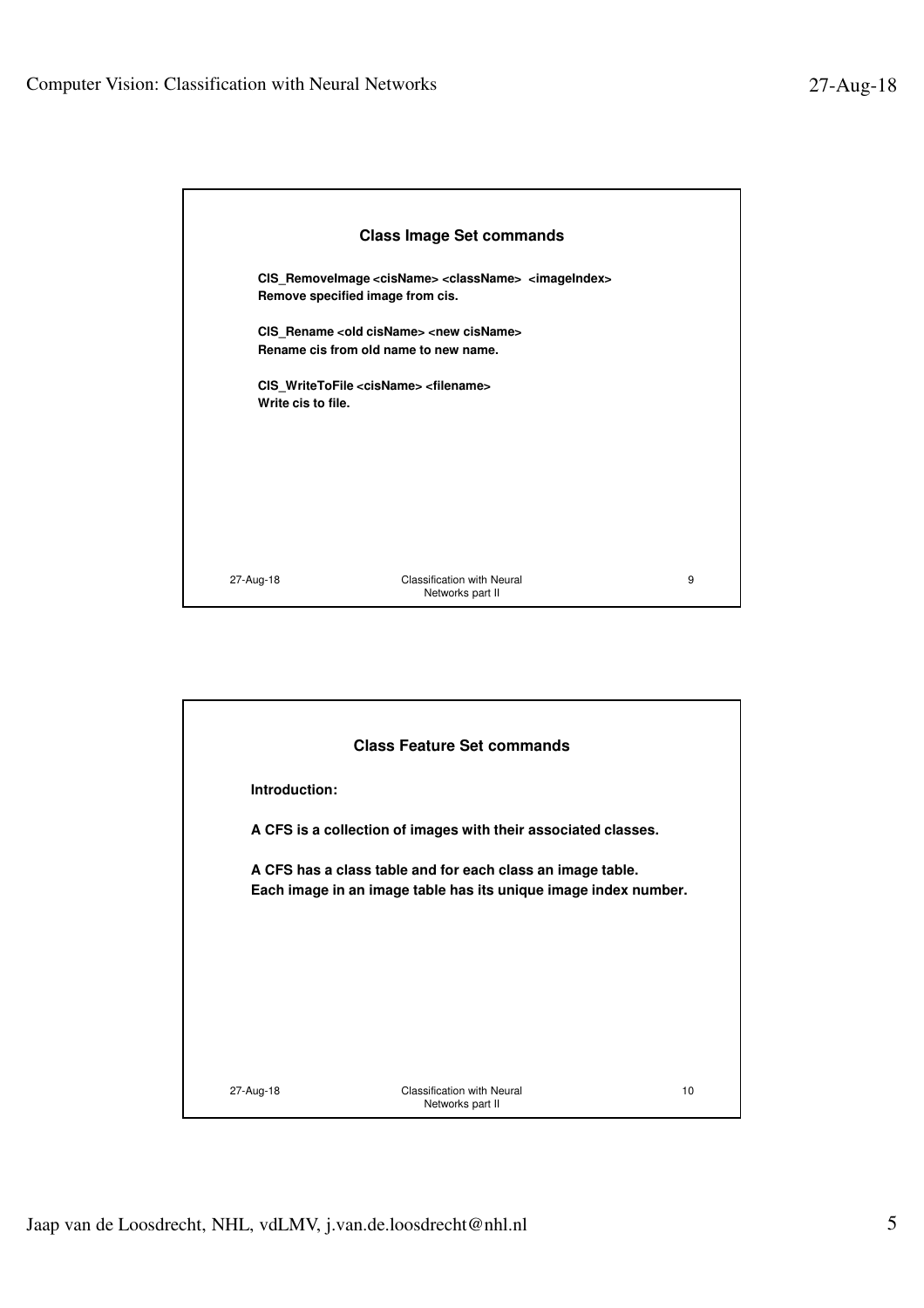## Class Image Set commands

**CIS_RemoveImage <cisName> <className> <imageIndex>**
**Remove specified image from cis.**

**CIS_Rename <old cisName> <new cisName>**
**Rename cis from old name to new name.**

**CIS_WriteToFile <cisName> <filename>**
**Write cis to file.**

## Class Feature Set commands

**Introduction:**

**A CFS is a collection of images with their associated classes.**

**A CFS has a class table and for each class an image table.**
**Each image in an image table has its unique image index number.**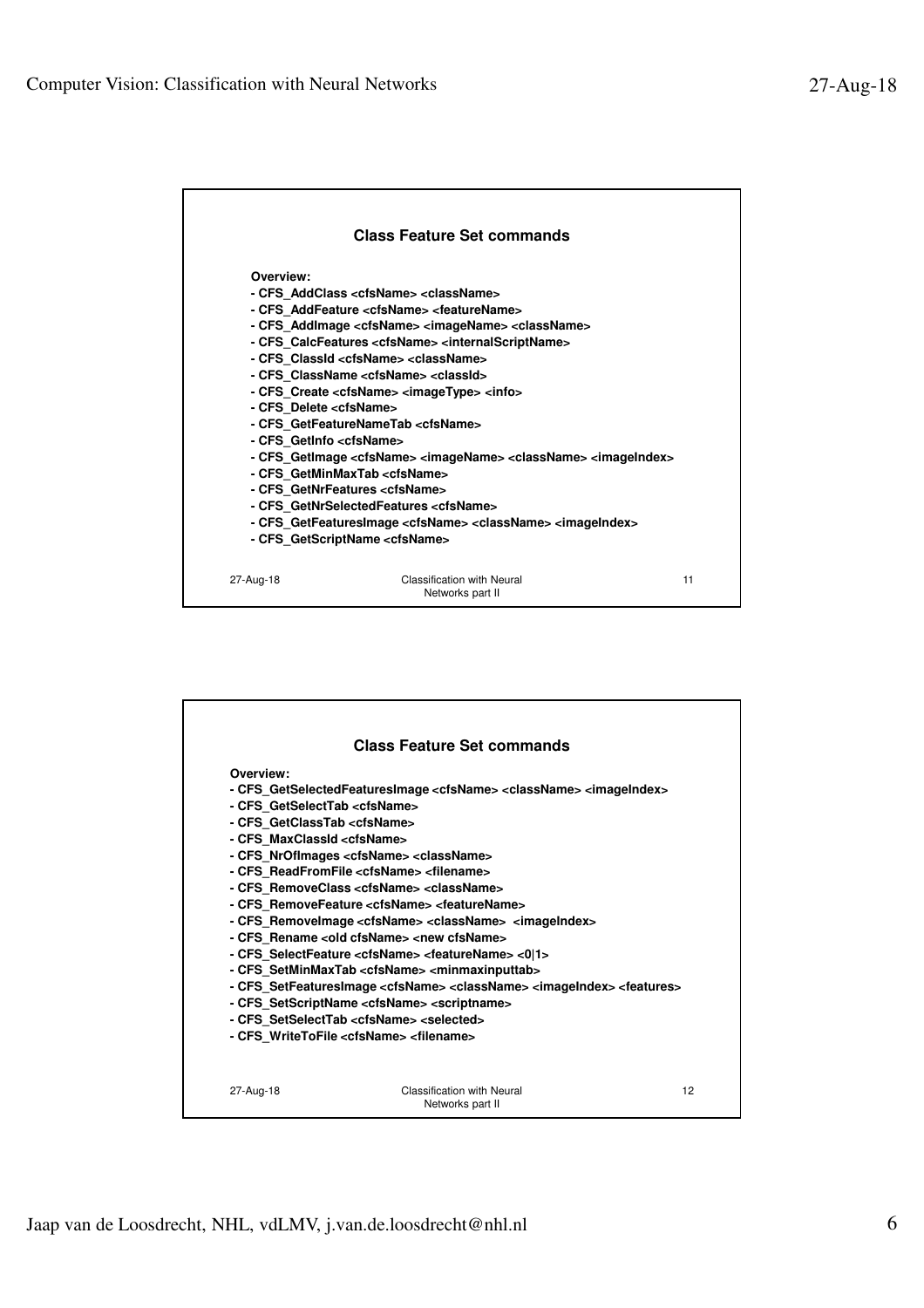## Class Feature Set commands

**Overview:**

- **CFS_AddClass <cfsName> <className>**
- **CFS_AddFeature <cfsName> <featureName>**
- **CFS_AddImage <cfsName> <imageName> <className>**
- **CFS_CalcFeatures <cfsName> <internalScriptName>**
- **CFS_ClassId <cfsName> <className>**
- **CFS_ClassName <cfsName> <classId>**
- **CFS_Create <cfsName> <imageType> <info>**
- **CFS_Delete <cfsName>**
- **CFS_GetFeatureNameTab <cfsName>**
- **CFS_GetInfo <cfsName>**
- **CFS_GetImage <cfsName> <imageName> <className> <imageIndex>**
- **CFS_GetMinMaxTab <cfsName>**
- **CFS_GetNrFeatures <cfsName>**
- **CFS_GetNrSelectedFeatures <cfsName>**
- **CFS_GetFeaturesImage <cfsName> <className> <imageIndex>**
- **CFS_GetScriptName <cfsName>**

27-Aug-18 | Classification with Neural Networks part II | 11

## Class Feature Set commands

**Overview:**

- **CFS_GetSelectedFeaturesImage <cfsName> <className> <imageIndex>**
- **CFS_GetSelectTab <cfsName>**
- **CFS_GetClassTab <cfsName>**
- **CFS_MaxClassId <cfsName>**
- **CFS_NrOfImages <cfsName> <className>**
- **CFS_ReadFromFile <cfsName> <filename>**
- **CFS_RemoveClass <cfsName> <className>**
- **CFS_RemoveFeature <cfsName> <featureName>**
- **CFS_RemoveImage <cfsName> <className> <imageIndex>**
- **CFS_Rename <old cfsName> <new cfsName>**
- **CFS_SelectFeature <cfsName> <featureName> <0|1>**
- **CFS_SetMinMaxTab <cfsName> <minmaxinputtab>**
- **CFS_SetFeaturesImage <cfsName> <className> <imageIndex> <features>**
- **CFS_SetScriptName <cfsName> <scriptname>**
- **CFS_SetSelectTab <cfsName> <selected>**
- **CFS_WriteToFile <cfsName> <filename>**

27-Aug-18 | Classification with Neural Networks part II | 12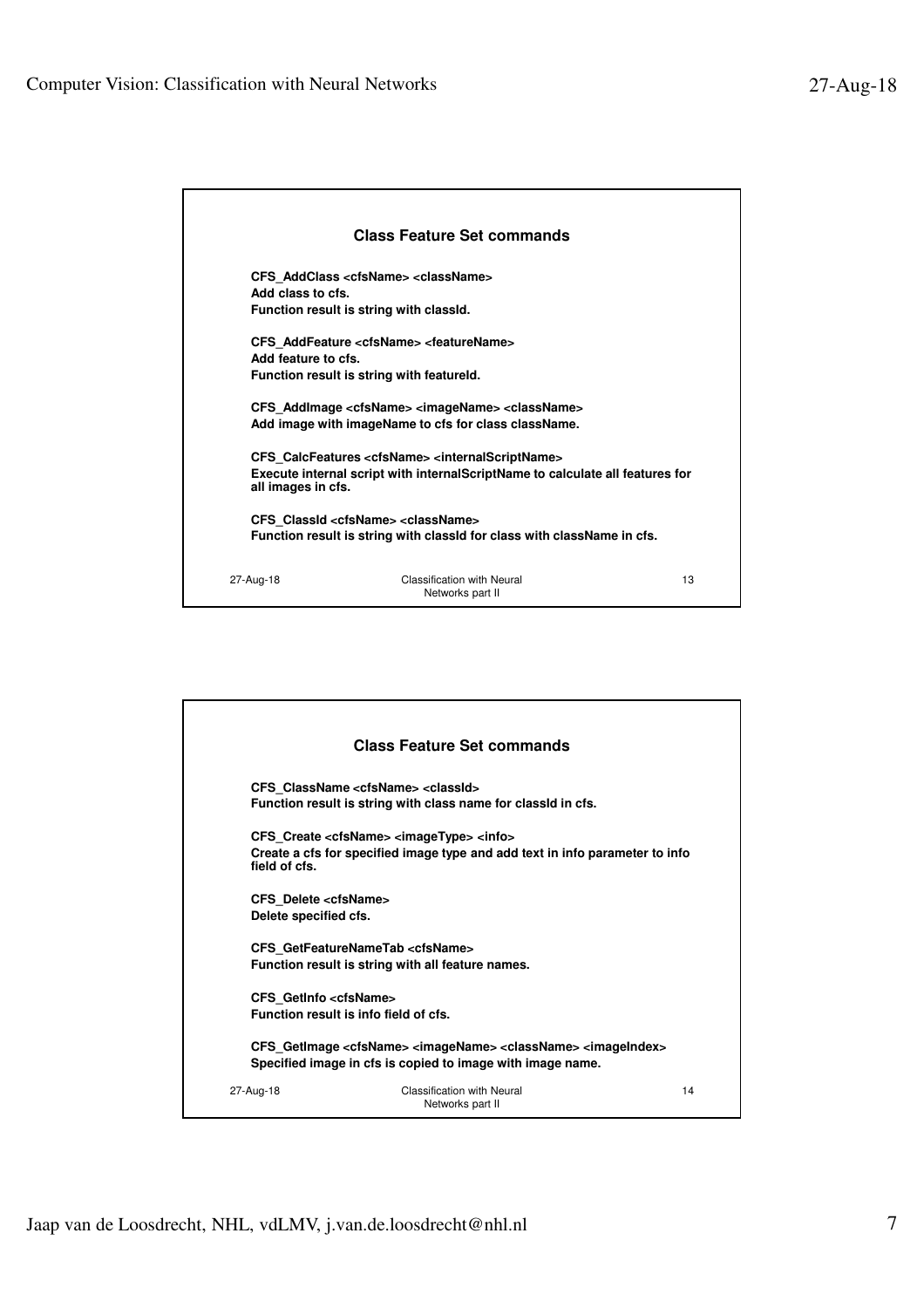## Class Feature Set commands

**CFS_AddClass <cfsName> <className>**
**Add class to cfs.**
**Function result is string with classId.**

**CFS_AddFeature <cfsName> <featureName>**
**Add feature to cfs.**
**Function result is string with featureId.**

**CFS_AddImage <cfsName> <imageName> <className>**
**Add image with imageName to cfs for class className.**

**CFS_CalcFeatures <cfsName> <internalScriptName>**
**Execute internal script with internalScriptName to calculate all features for all images in cfs.**

**CFS_ClassId <cfsName> <className>**
**Function result is string with classId for class with className in cfs.**

## Class Feature Set commands

**CFS_ClassName <cfsName> <classId>**
**Function result is string with class name for classId in cfs.**

**CFS_Create <cfsName> <imageType> <info>**
**Create a cfs for specified image type and add text in info parameter to info field of cfs.**

**CFS_Delete <cfsName>**
**Delete specified cfs.**

**CFS_GetFeatureNameTab <cfsName>**
**Function result is string with all feature names.**

**CFS_GetInfo <cfsName>**
**Function result is info field of cfs.**

**CFS_GetImage <cfsName> <imageName> <className> <imageIndex>**
**Specified image in cfs is copied to image with image name.**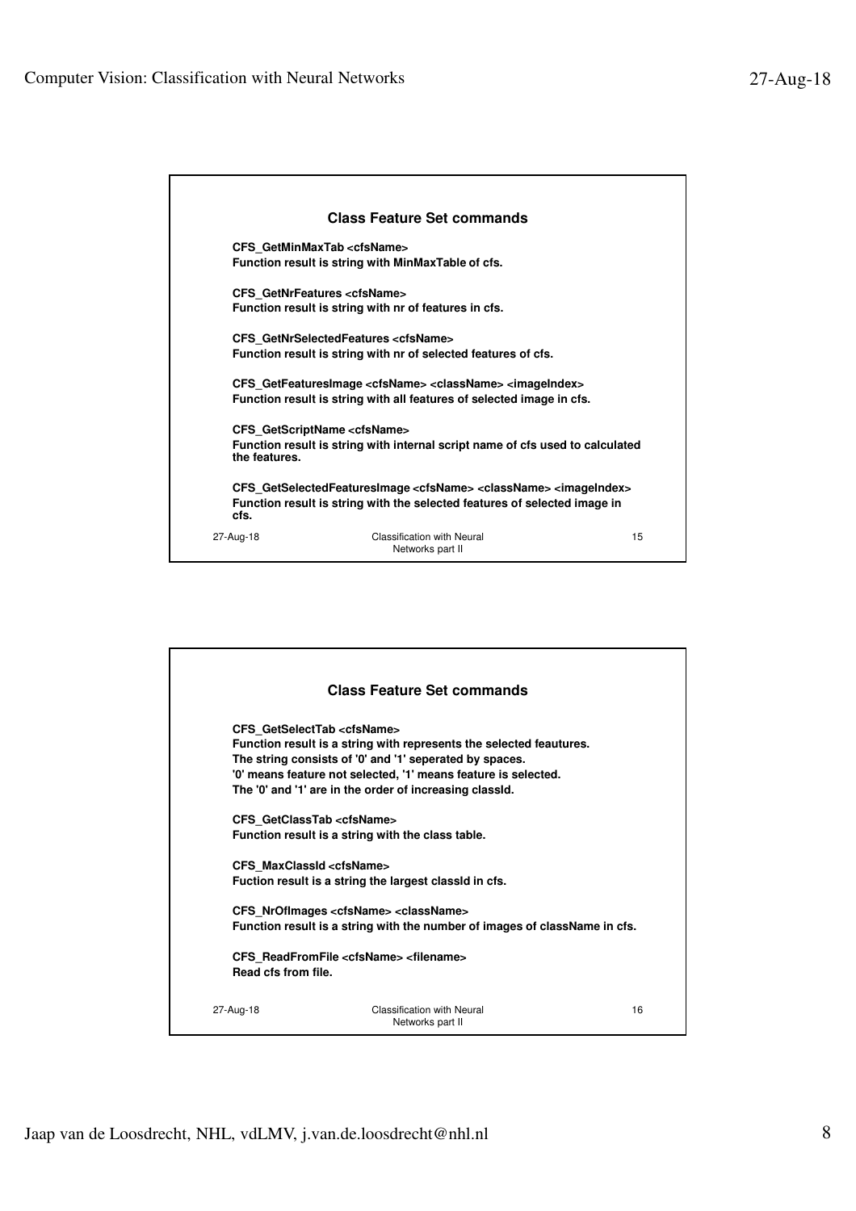## Class Feature Set commands

**CFS_GetMinMaxTab <cfsName>**
**Function result is string with MinMaxTable of cfs.**

**CFS_GetNrFeatures <cfsName>**
**Function result is string with nr of features in cfs.**

**CFS_GetNrSelectedFeatures <cfsName>**
**Function result is string with nr of selected features of cfs.**

**CFS_GetFeaturesImage <cfsName> <className> <imageIndex>**
**Function result is string with all features of selected image in cfs.**

**CFS_GetScriptName <cfsName>**
**Function result is string with internal script name of cfs used to calculated the features.**

**CFS_GetSelectedFeaturesImage <cfsName> <className> <imageIndex>**
**Function result is string with the selected features of selected image in cfs.**

27-Aug-18 Classification with Neural Networks part II 15

## Class Feature Set commands

**CFS_GetSelectTab <cfsName>**
**Function result is a string with represents the selected feautures.**
**The string consists of '0' and '1' seperated by spaces.**
**'0' means feature not selected, '1' means feature is selected.**
**The '0' and '1' are in the order of increasing classId.**

**CFS_GetClassTab <cfsName>**
**Function result is a string with the class table.**

**CFS_MaxClassId <cfsName>**
**Fuction result is a string the largest classId in cfs.**

**CFS_NrOfImages <cfsName> <className>**
**Function result is a string with the number of images of className in cfs.**

**CFS_ReadFromFile <cfsName> <filename>**
**Read cfs from file.**

27-Aug-18 Classification with Neural Networks part II 16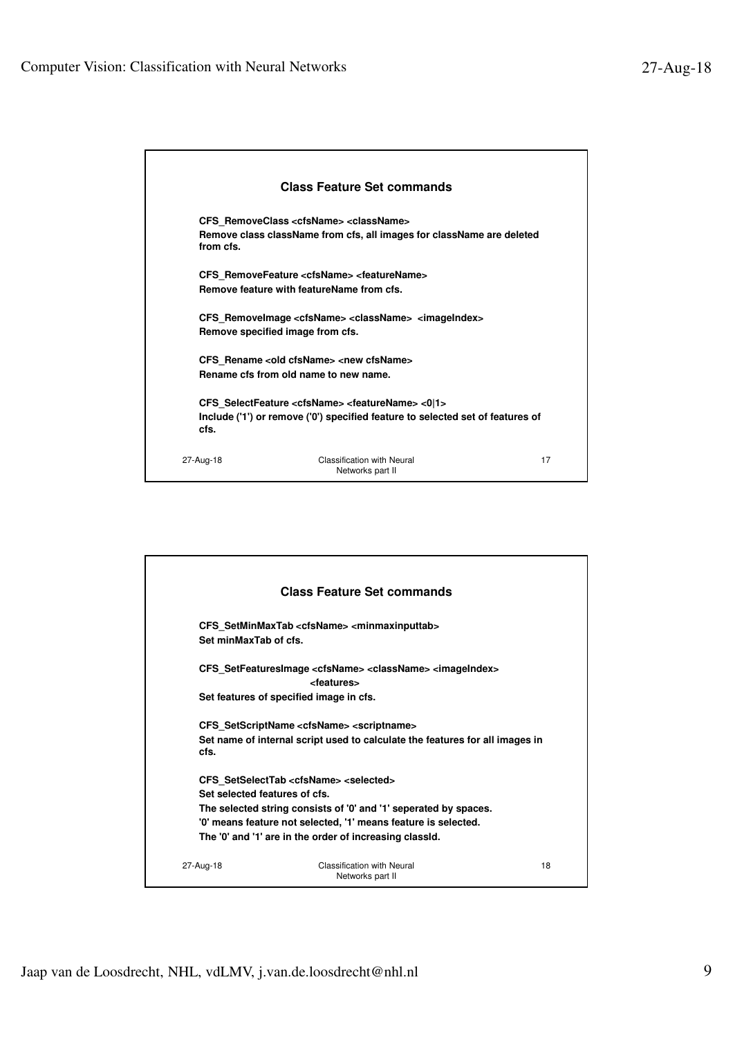## Class Feature Set commands

**CFS_RemoveClass <cfsName> <className>**
**Remove class className from cfs, all images for className are deleted from cfs.**

**CFS_RemoveFeature <cfsName> <featureName>**
**Remove feature with featureName from cfs.**

**CFS_RemoveImage <cfsName> <className> <imageIndex>**
**Remove specified image from cfs.**

**CFS_Rename <old cfsName> <new cfsName>**
**Rename cfs from old name to new name.**

**CFS_SelectFeature <cfsName> <featureName> <0|1>**
**Include ('1') or remove ('0') specified feature to selected set of features of cfs.**

27-Aug-18 Classification with Neural Networks part II 17

## Class Feature Set commands

**CFS_SetMinMaxTab <cfsName> <minmaxinputtab>**
**Set minMaxTab of cfs.**

**CFS_SetFeaturesImage <cfsName> <className> <imageIndex> <features>**
**Set features of specified image in cfs.**

**CFS_SetScriptName <cfsName> <scriptname>**
**Set name of internal script used to calculate the features for all images in cfs.**

**CFS_SetSelectTab <cfsName> <selected>**
**Set selected features of cfs.**
**The selected string consists of '0' and '1' seperated by spaces.**
**'0' means feature not selected, '1' means feature is selected.**
**The '0' and '1' are in the order of increasing classId.**

27-Aug-18 Classification with Neural Networks part II 18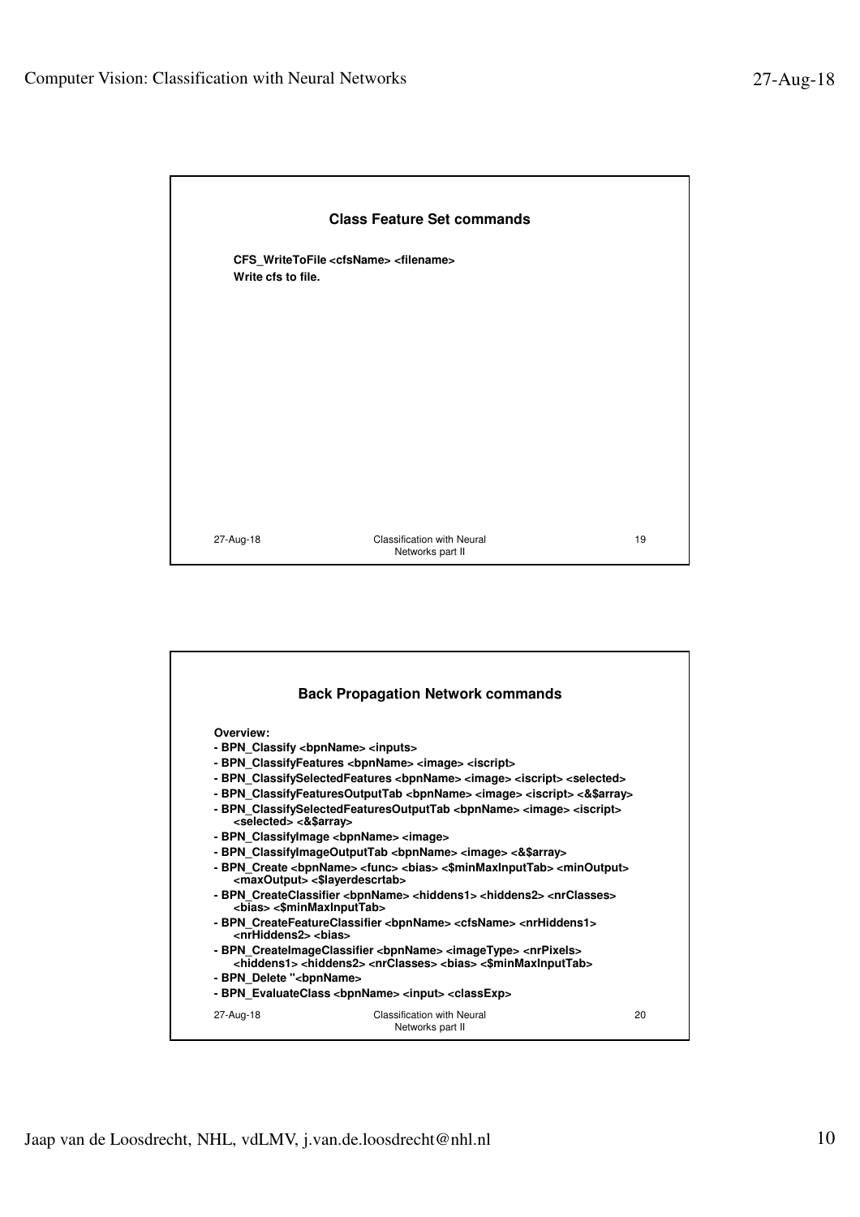## Class Feature Set commands

**CFS_WriteToFile <cfsName> <filename>**
**Write cfs to file.**

## Back Propagation Network commands

**Overview:**

- **BPN_Classify <bpnName> <inputs>**
- **BPN_ClassifyFeatures <bpnName> <image> <iscript>**
- **BPN_ClassifySelectedFeatures <bpnName> <image> <iscript> <selected>**
- **BPN_ClassifyFeaturesOutputTab <bpnName> <image> <iscript> <&$array>**
- **BPN_ClassifySelectedFeaturesOutputTab <bpnName> <image> <iscript> <selected> <&$array>**
- **BPN_ClassifyImage <bpnName> <image>**
- **BPN_ClassifyImageOutputTab <bpnName> <image> <&$array>**
- **BPN_Create <bpnName> <func> <bias> <$minMaxInputTab> <minOutput> <maxOutput> <$layerdescrtab>**
- **BPN_CreateClassifier <bpnName> <hiddens1> <hiddens2> <nrClasses> <bias> <$minMaxInputTab>**
- **BPN_CreateFeatureClassifier <bpnName> <cfsName> <nrHiddens1> <nrHiddens2> <bias>**
- **BPN_CreateImageClassifier <bpnName> <imageType> <nrPixels> <hiddens1> <hiddens2> <nrClasses> <bias> <$minMaxInputTab>**
- **BPN_Delete "<bpnName>**
- **BPN_EvaluateClass <bpnName> <input> <classExp>**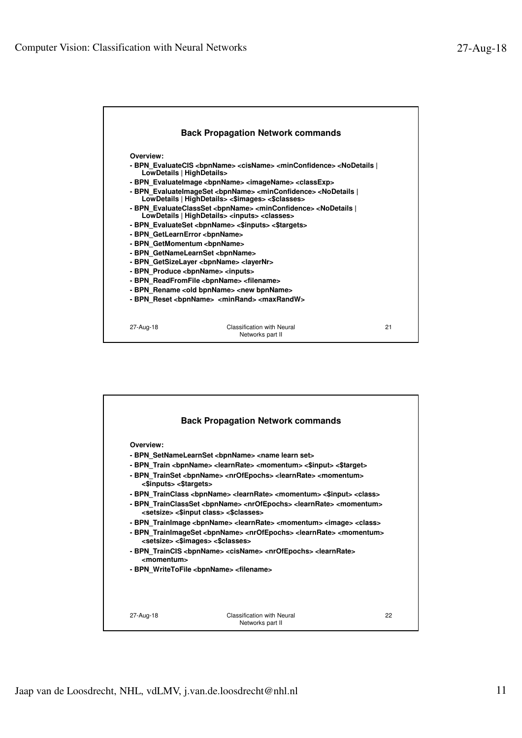## Back Propagation Network commands

**Overview:**

- **BPN_EvaluateClS <bpnName> <clsName> <minConfidence> <NoDetails | LowDetails | HighDetails>**
- **BPN_EvaluateImage <bpnName> <imageName> <classExp>**
- **BPN_EvaluateImageSet <bpnName> <minConfidence> <NoDetails | LowDetails | HighDetails> <$images> <$classes>**
- **BPN_EvaluateClassSet <bpnName> <minConfidence> <NoDetails | LowDetails | HighDetails> <inputs> <classes>**
- **BPN_EvaluateSet <bpnName> <$inputs> <$targets>**
- **BPN_GetLearnError <bpnName>**
- **BPN_GetMomentum <bpnName>**
- **BPN_GetNameLearnSet <bpnName>**
- **BPN_GetSizeLayer <bpnName> <layerNr>**
- **BPN_Produce <bpnName> <inputs>**
- **BPN_ReadFromFile <bpnName> <filename>**
- **BPN_Rename <old bpnName> <new bpnName>**
- **BPN_Reset <bpnName> <minRand> <maxRandW>**

27-Aug-18 Classification with Neural Networks part II 21

## Back Propagation Network commands

**Overview:**

- **BPN_SetNameLearnSet <bpnName> <name learn set>**
- **BPN_Train <bpnName> <learnRate> <momentum> <$input> <$target>**
- **BPN_TrainSet <bpnName> <nrOfEpochs> <learnRate> <momentum> <$inputs> <$targets>**
- **BPN_TrainClass <bpnName> <learnRate> <momentum> <$input> <class>**
- **BPN_TrainClassSet <bpnName> <nrOfEpochs> <learnRate> <momentum> <setsize> <$input class> <$classes>**
- **BPN_TrainImage <bpnName> <learnRate> <momentum> <image> <class>**
- **BPN_TrainImageSet <bpnName> <nrOfEpochs> <learnRate> <momentum> <setsize> <$images> <$classes>**
- **BPN_TrainClS <bpnName> <clsName> <nrOfEpochs> <learnRate> <momentum>**
- **BPN_WriteToFile <bpnName> <filename>**

27-Aug-18 Classification with Neural Networks part II 22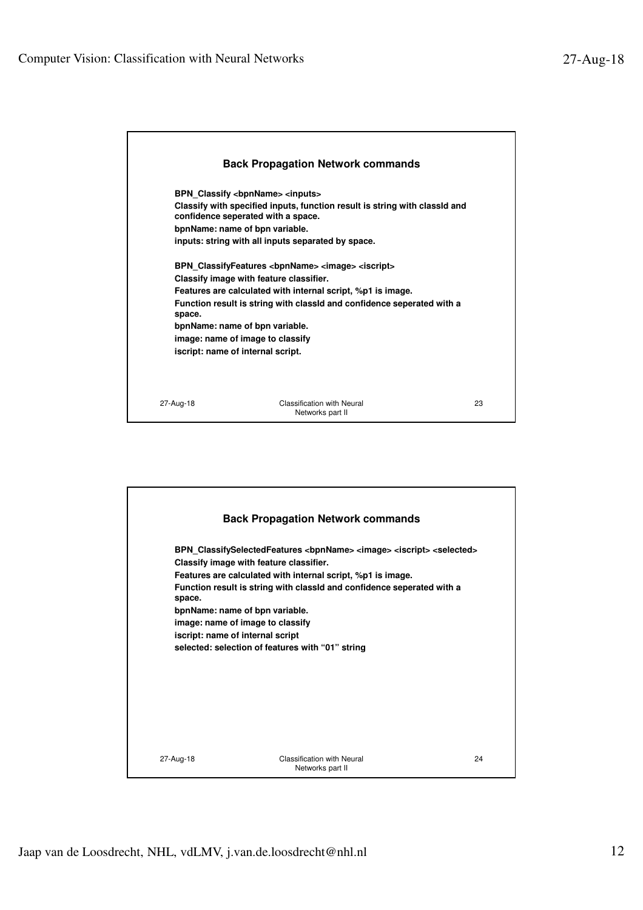## Back Propagation Network commands

**BPN_Classify <bpnName> <inputs>**

**Classify with specified inputs, function result is string with classId and confidence seperated with a space.**

**bpnName: name of bpn variable.**

**inputs: string with all inputs separated by space.**

**BPN_ClassifyFeatures <bpnName> <image> <iscript>**

**Classify image with feature classifier.**

**Features are calculated with internal script, %p1 is image.**

**Function result is string with classId and confidence seperated with a space.**

**bpnName: name of bpn variable.**

**image: name of image to classify**

**iscript: name of internal script.**

## Back Propagation Network commands

**BPN_ClassifySelectedFeatures <bpnName> <image> <iscript> <selected>**

**Classify image with feature classifier.**

**Features are calculated with internal script, %p1 is image.**

**Function result is string with classId and confidence seperated with a space.**

**bpnName: name of bpn variable.**

**image: name of image to classify**

**iscript: name of internal script**

**selected: selection of features with "01" string**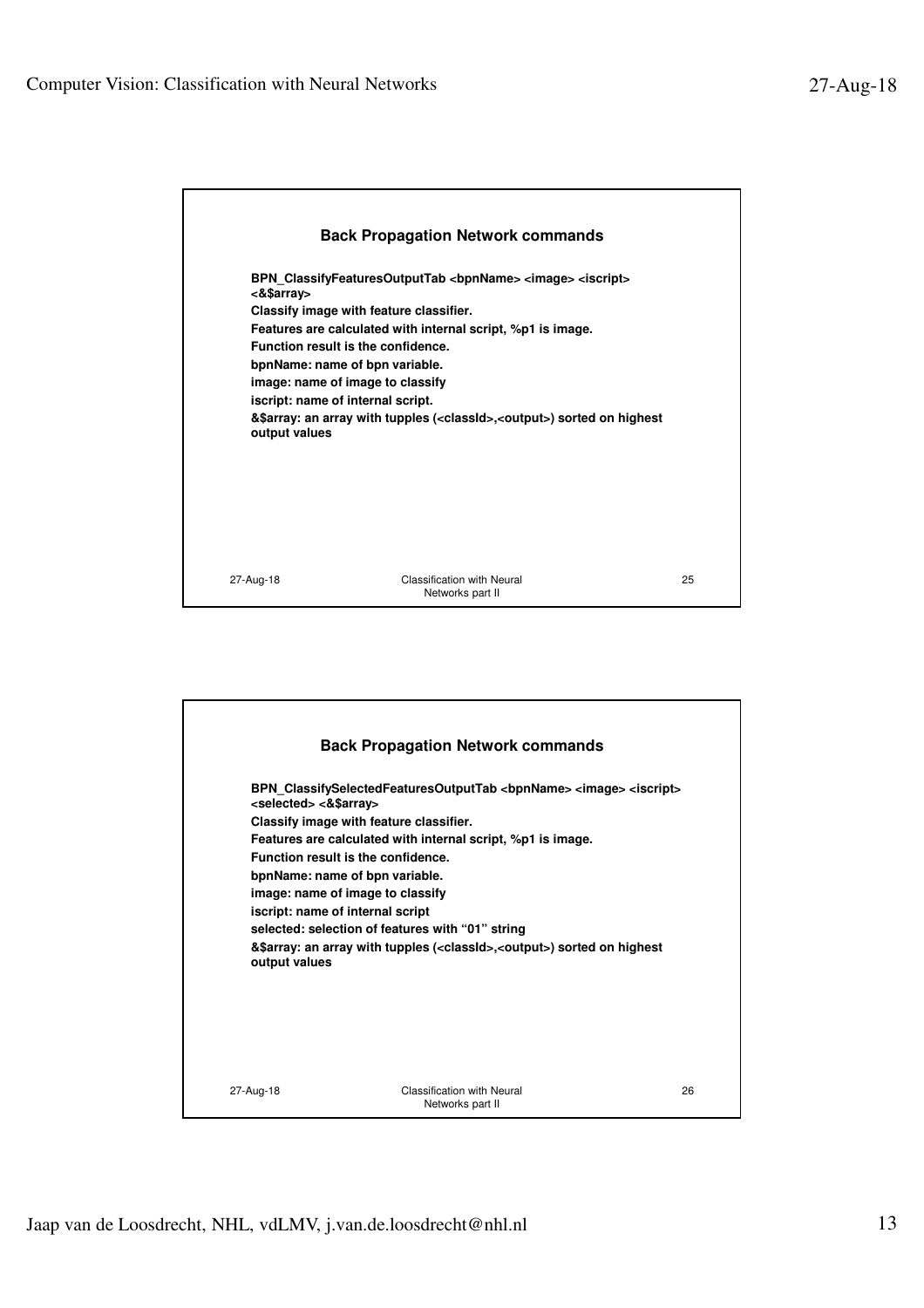## Back Propagation Network commands

**BPN_ClassifyFeaturesOutputTab <bpnName> <image> <iscript> <&$array>**

**Classify image with feature classifier.**

**Features are calculated with internal script, %p1 is image.**

**Function result is the confidence.**

**bpnName: name of bpn variable.**

**image: name of image to classify**

**iscript: name of internal script.**

**&$array: an array with tupples (<classId>,<output>) sorted on highest output values**

## Back Propagation Network commands

**BPN_ClassifySelectedFeaturesOutputTab <bpnName> <image> <iscript> <selected> <&$array>**

**Classify image with feature classifier.**

**Features are calculated with internal script, %p1 is image.**

**Function result is the confidence.**

**bpnName: name of bpn variable.**

**image: name of image to classify**

**iscript: name of internal script**

**selected: selection of features with "01" string**

**&$array: an array with tupples (<classId>,<output>) sorted on highest output values**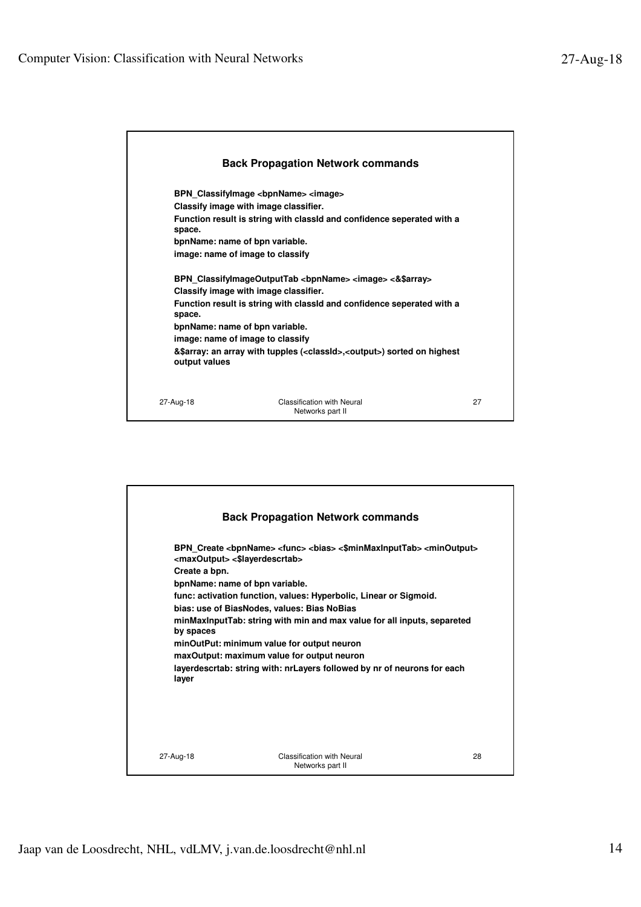## Back Propagation Network commands

**BPN_ClassifyImage <bpnName> <image>**

**Classify image with image classifier.**

**Function result is string with classId and confidence seperated with a space.**

**bpnName: name of bpn variable.**

**image: name of image to classify**

**BPN_ClassifyImageOutputTab <bpnName> <image> <&$array>**

**Classify image with image classifier.**

**Function result is string with classId and confidence seperated with a space.**

**bpnName: name of bpn variable.**

**image: name of image to classify**

**&$array: an array with tupples (<classId>,<output>) sorted on highest output values**

## Back Propagation Network commands

**BPN_Create <bpnName> <func> <bias> <$minMaxInputTab> <minOutput> <maxOutput> <$layerdescrtab>**

**Create a bpn.**

**bpnName: name of bpn variable.**

**func: activation function, values: Hyperbolic, Linear or Sigmoid.**

**bias: use of BiasNodes, values: Bias NoBias**

**minMaxInputTab: string with min and max value for all inputs, separeted by spaces**

**minOutPut: minimum value for output neuron**

**maxOutput: maximum value for output neuron**

**layerdescrtab: string with: nrLayers followed by nr of neurons for each layer**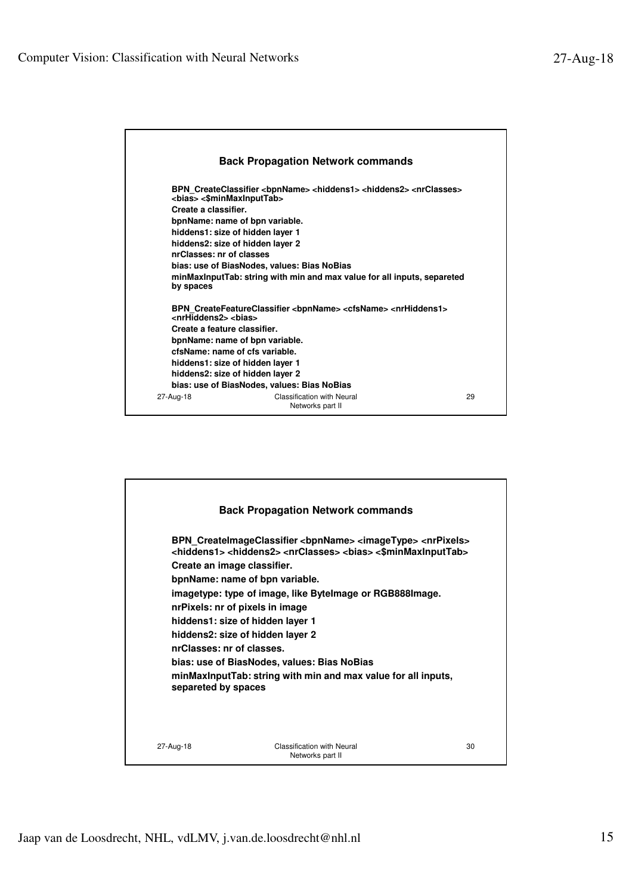## Back Propagation Network commands

**BPN_CreateClassifier <bpnName> <hiddens1> <hiddens2> <nrClasses> <bias> <$minMaxInputTab>**

**Create a classifier.**

**bpnName: name of bpn variable.**

**hiddens1: size of hidden layer 1**

**hiddens2: size of hidden layer 2**

**nrClasses: nr of classes**

**bias: use of BiasNodes, values: Bias NoBias**

**minMaxInputTab: string with min and max value for all inputs, separeted by spaces**

**BPN_CreateFeatureClassifier <bpnName> <cfsName> <nrHiddens1> <nrHiddens2> <bias>**

**Create a feature classifier.**

**bpnName: name of bpn variable.**

**cfsName: name of cfs variable.**

**hiddens1: size of hidden layer 1**

**hiddens2: size of hidden layer 2**

**bias: use of BiasNodes, values: Bias NoBias**

## Back Propagation Network commands

**BPN_CreateImageClassifier <bpnName> <imageType> <nrPixels> <hiddens1> <hiddens2> <nrClasses> <bias> <$minMaxInputTab>**

**Create an image classifier.**

**bpnName: name of bpn variable.**

**imagetype: type of image, like ByteImage or RGB888Image.**

**nrPixels: nr of pixels in image**

**hiddens1: size of hidden layer 1**

**hiddens2: size of hidden layer 2**

**nrClasses: nr of classes.**

**bias: use of BiasNodes, values: Bias NoBias**

**minMaxInputTab: string with min and max value for all inputs, separeted by spaces**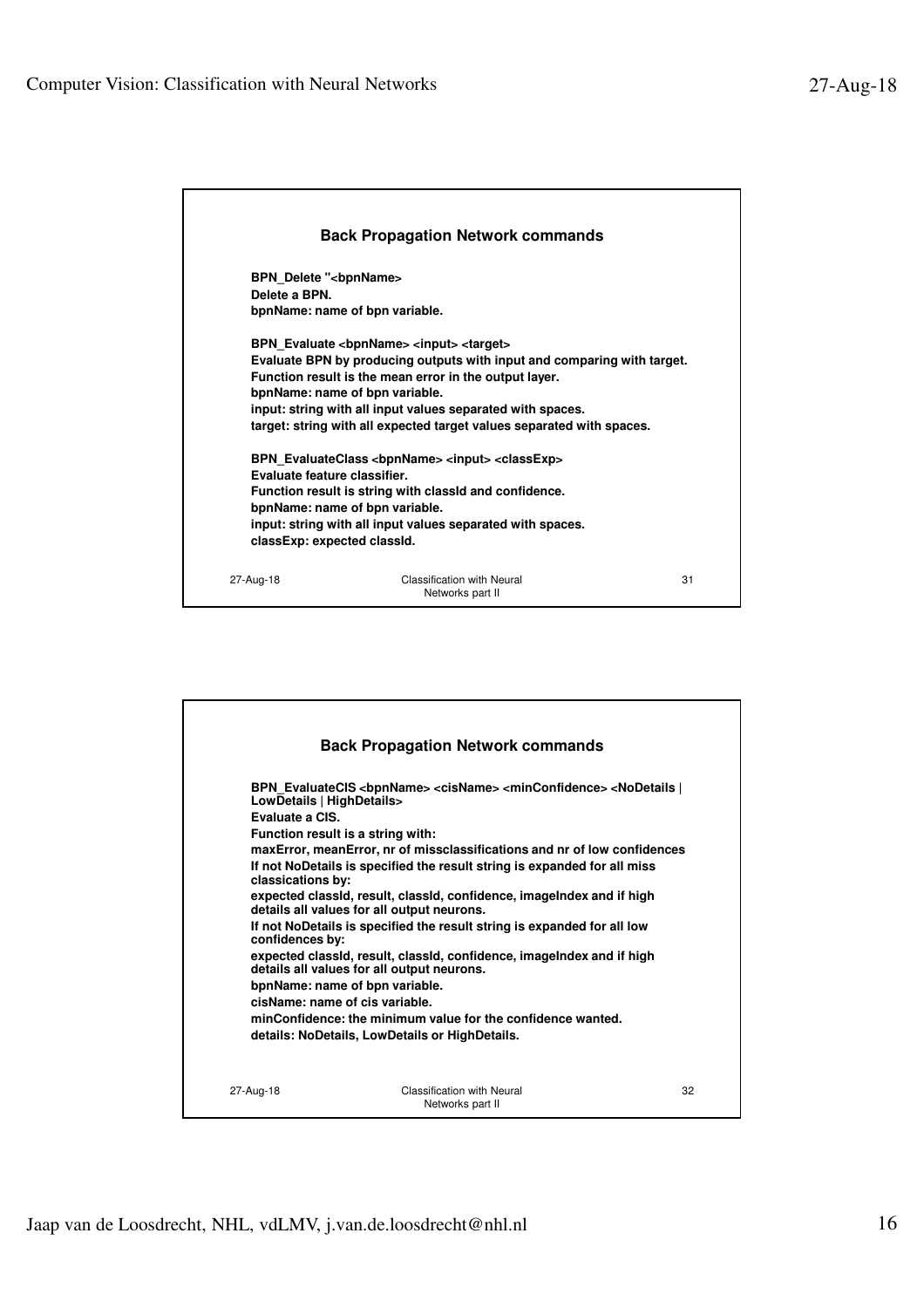## Back Propagation Network commands

**BPN_Delete "<bpnName>**
**Delete a BPN.**
**bpnName: name of bpn variable.**

**BPN_Evaluate <bpnName> <input> <target>**
**Evaluate BPN by producing outputs with input and comparing with target.**
**Function result is the mean error in the output layer.**
**bpnName: name of bpn variable.**
**input: string with all input values separated with spaces.**
**target: string with all expected target values separated with spaces.**

**BPN_EvaluateClass <bpnName> <input> <classExp>**
**Evaluate feature classifier.**
**Function result is string with classId and confidence.**
**bpnName: name of bpn variable.**
**input: string with all input values separated with spaces.**
**classExp: expected classId.**

## Back Propagation Network commands

**BPN_EvaluateCIS <bpnName> <cisName> <minConfidence> <NoDetails | LowDetails | HighDetails>**
**Evaluate a CIS.**
**Function result is a string with:**
**maxError, meanError, nr of missclassifications and nr of low confidences**
**If not NoDetails is specified the result string is expanded for all miss classications by:**
**expected classId, result, classId, confidence, imageIndex and if high details all values for all output neurons.**
**If not NoDetails is specified the result string is expanded for all low confidences by:**
**expected classId, result, classId, confidence, imageIndex and if high details all values for all output neurons.**
**bpnName: name of bpn variable.**
**cisName: name of cis variable.**
**minConfidence: the minimum value for the confidence wanted.**
**details: NoDetails, LowDetails or HighDetails.**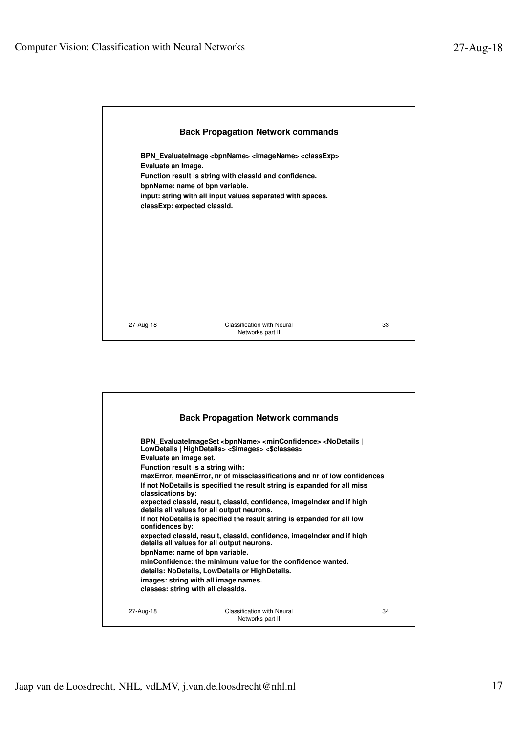## Back Propagation Network commands

**BPN_EvaluateImage <bpnName> <imageName> <classExp>**
**Evaluate an Image.**
**Function result is string with classId and confidence.**
**bpnName: name of bpn variable.**
**input: string with all input values separated with spaces.**
**classExp: expected classId.**

## Back Propagation Network commands

**BPN_EvaluateImageSet <bpnName> <minConfidence> <NoDetails | LowDetails | HighDetails> <$images> <$classes>**
**Evaluate an image set.**
**Function result is a string with:**
**maxError, meanError, nr of missclassifications and nr of low confidences**
**If not NoDetails is specified the result string is expanded for all miss classications by:**
**expected classId, result, classId, confidence, imageIndex and if high details all values for all output neurons.**
**If not NoDetails is specified the result string is expanded for all low confidences by:**
**expected classId, result, classId, confidence, imageIndex and if high details all values for all output neurons.**
**bpnName: name of bpn variable.**
**minConfidence: the minimum value for the confidence wanted.**
**details: NoDetails, LowDetails or HighDetails.**
**images: string with all image names.**
**classes: string with all classIds.**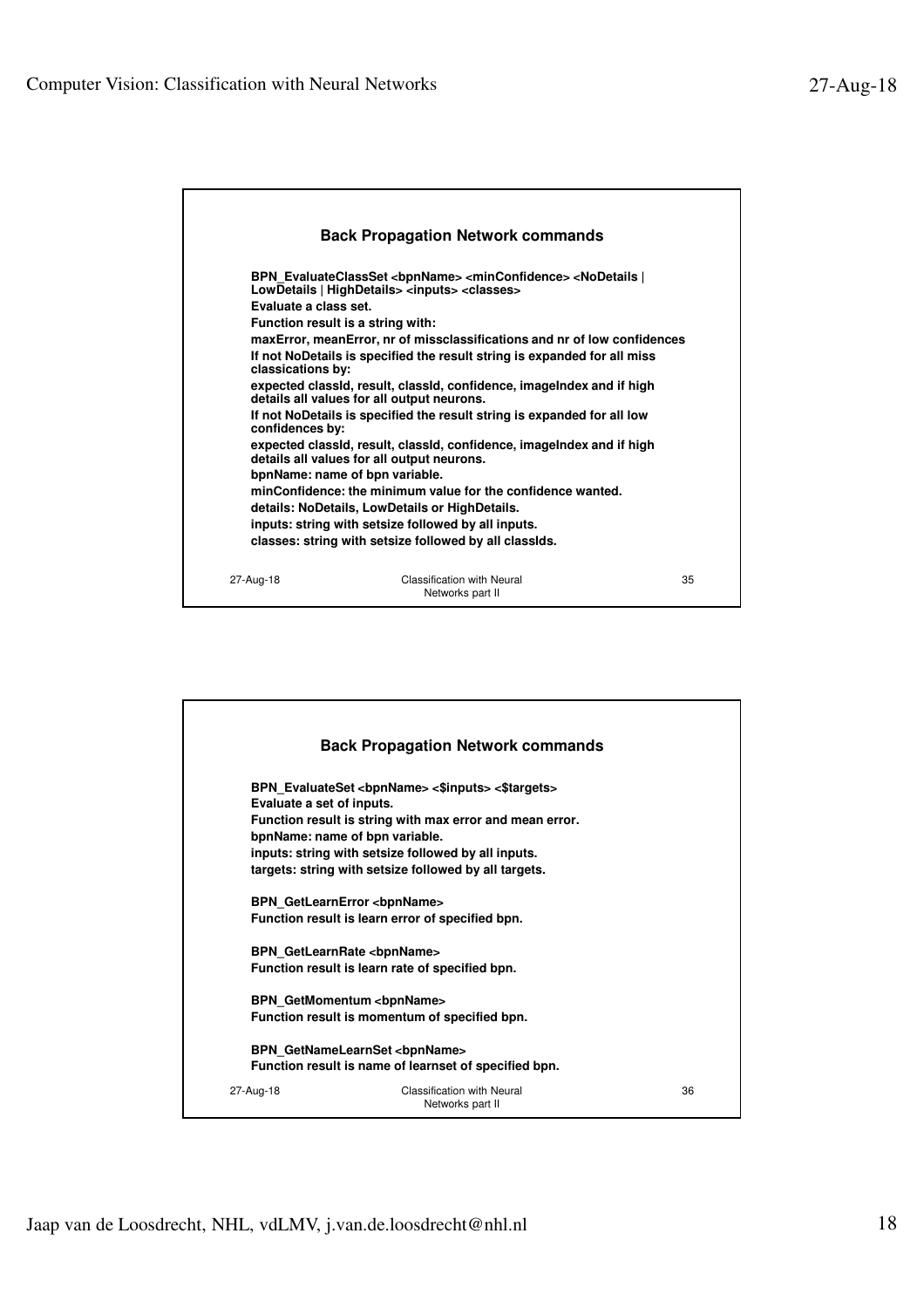## Back Propagation Network commands

**BPN_EvaluateClassSet <bpnName> <minConfidence> <NoDetails | LowDetails | HighDetails> <inputs> <classes>**

**Evaluate a class set.**

**Function result is a string with:**

**maxError, meanError, nr of missclassifications and nr of low confidences**

**If not NoDetails is specified the result string is expanded for all miss classications by:**

**expected classId, result, classId, confidence, imageIndex and if high details all values for all output neurons.**

**If not NoDetails is specified the result string is expanded for all low confidences by:**

**expected classId, result, classId, confidence, imageIndex and if high details all values for all output neurons.**

**bpnName: name of bpn variable.**

**minConfidence: the minimum value for the confidence wanted.**

**details: NoDetails, LowDetails or HighDetails.**

**inputs: string with setsize followed by all inputs.**

**classes: string with setsize followed by all classIds.**

## Back Propagation Network commands

**BPN_EvaluateSet <bpnName> <$inputs> <$targets>**

**Evaluate a set of inputs.**

**Function result is string with max error and mean error.**

**bpnName: name of bpn variable.**

**inputs: string with setsize followed by all inputs.**

**targets: string with setsize followed by all targets.**

**BPN_GetLearnError <bpnName>**

**Function result is learn error of specified bpn.**

**BPN_GetLearnRate <bpnName>**

**Function result is learn rate of specified bpn.**

**BPN_GetMomentum <bpnName>**

**Function result is momentum of specified bpn.**

**BPN_GetNameLearnSet <bpnName>**

**Function result is name of learnset of specified bpn.**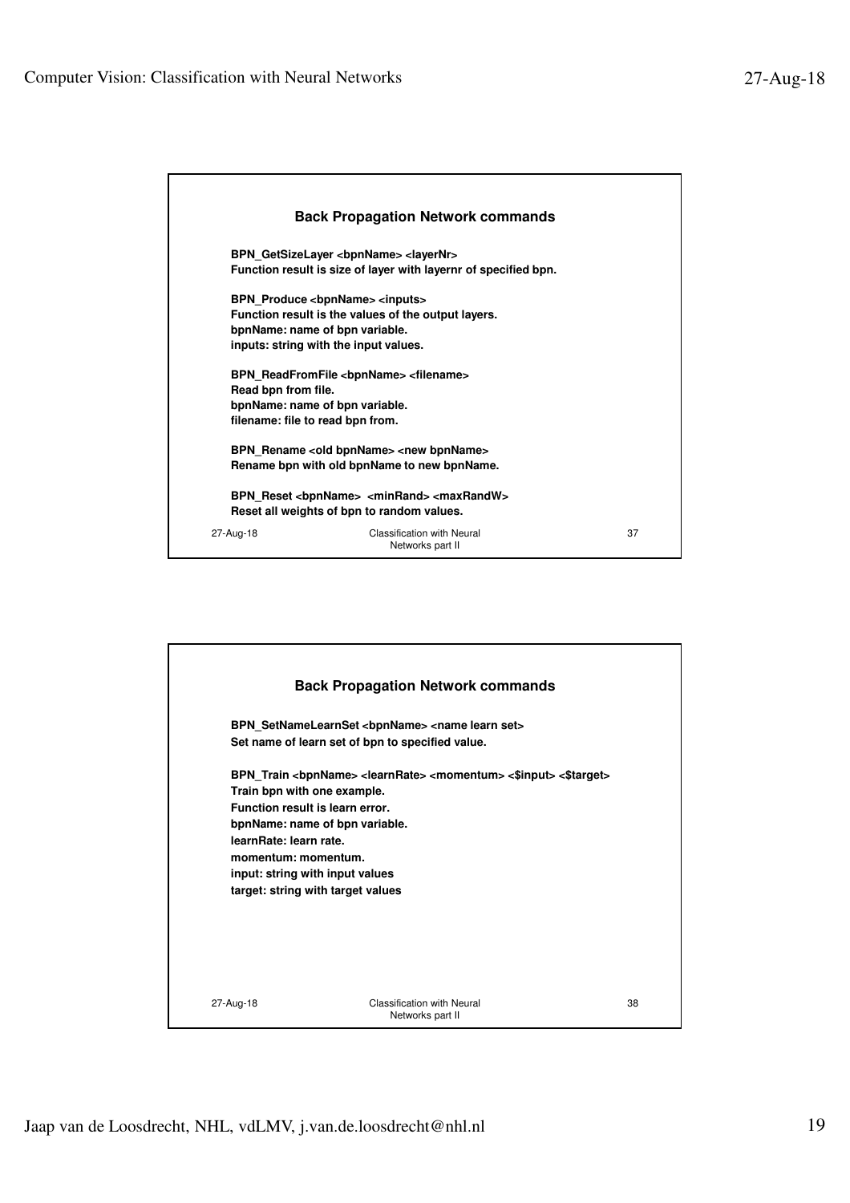## Back Propagation Network commands

**BPN_GetSizeLayer <bpnName> <layerNr>**
**Function result is size of layer with layernr of specified bpn.**

**BPN_Produce <bpnName> <inputs>**
**Function result is the values of the output layers.**
**bpnName: name of bpn variable.**
**inputs: string with the input values.**

**BPN_ReadFromFile <bpnName> <filename>**
**Read bpn from file.**
**bpnName: name of bpn variable.**
**filename: file to read bpn from.**

**BPN_Rename <old bpnName> <new bpnName>**
**Rename bpn with old bpnName to new bpnName.**

**BPN_Reset <bpnName> <minRand> <maxRandW>**
**Reset all weights of bpn to random values.**

## Back Propagation Network commands

**BPN_SetNameLearnSet <bpnName> <name learn set>**
**Set name of learn set of bpn to specified value.**

**BPN_Train <bpnName> <learnRate> <momentum> <$input> <$target>**
**Train bpn with one example.**
**Function result is learn error.**
**bpnName: name of bpn variable.**
**learnRate: learn rate.**
**momentum: momentum.**
**input: string with input values**
**target: string with target values**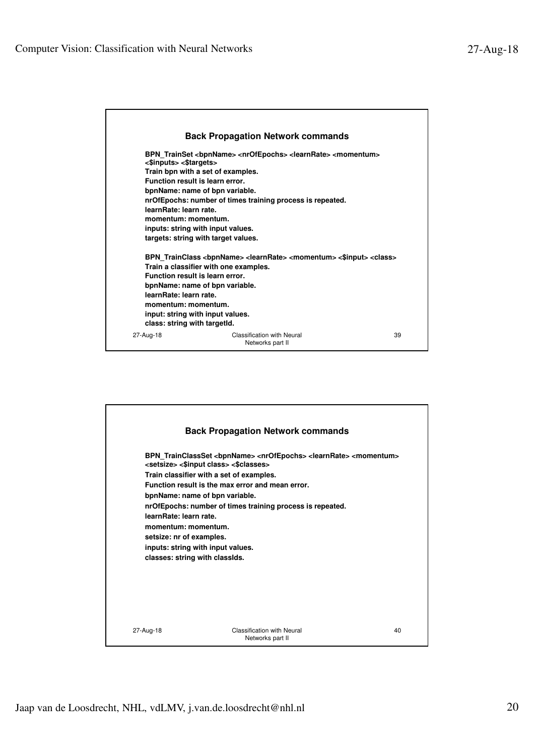## Back Propagation Network commands

**BPN_TrainSet <bpnName> <nrOfEpochs> <learnRate> <momentum> <$inputs> <$targets>**
**Train bpn with a set of examples.**
**Function result is learn error.**
**bpnName: name of bpn variable.**
**nrOfEpochs: number of times training process is repeated.**
**learnRate: learn rate.**
**momentum: momentum.**
**inputs: string with input values.**
**targets: string with target values.**

**BPN_TrainClass <bpnName> <learnRate> <momentum> <$input> <class>**
**Train a classifier with one examples.**
**Function result is learn error.**
**bpnName: name of bpn variable.**
**learnRate: learn rate.**
**momentum: momentum.**
**input: string with input values.**
**class: string with targetId.**

## Back Propagation Network commands

**BPN_TrainClassSet <bpnName> <nrOfEpochs> <learnRate> <momentum> <setsize> <$input class> <$classes>**
**Train classifier with a set of examples.**
**Function result is the max error and mean error.**
**bpnName: name of bpn variable.**
**nrOfEpochs: number of times training process is repeated.**
**learnRate: learn rate.**
**momentum: momentum.**
**setsize: nr of examples.**
**inputs: string with input values.**
**classes: string with classIds.**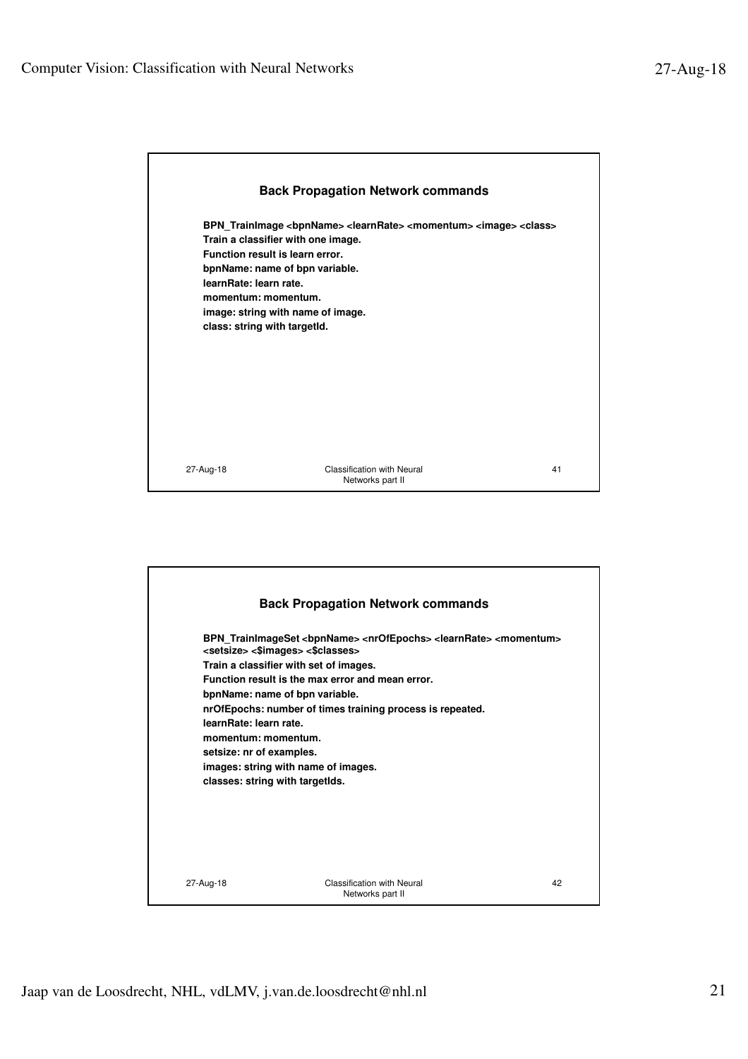## Back Propagation Network commands

**BPN_TrainImage <bpnName> <learnRate> <momentum> <image> <class>**
**Train a classifier with one image.**
**Function result is learn error.**
**bpnName: name of bpn variable.**
**learnRate: learn rate.**
**momentum: momentum.**
**image: string with name of image.**
**class: string with targetId.**

## Back Propagation Network commands

**BPN_TrainImageSet <bpnName> <nrOfEpochs> <learnRate> <momentum> <setsize> <$images> <$classes>**
**Train a classifier with set of images.**
**Function result is the max error and mean error.**
**bpnName: name of bpn variable.**
**nrOfEpochs: number of times training process is repeated.**
**learnRate: learn rate.**
**momentum: momentum.**
**setsize: nr of examples.**
**images: string with name of images.**
**classes: string with targetIds.**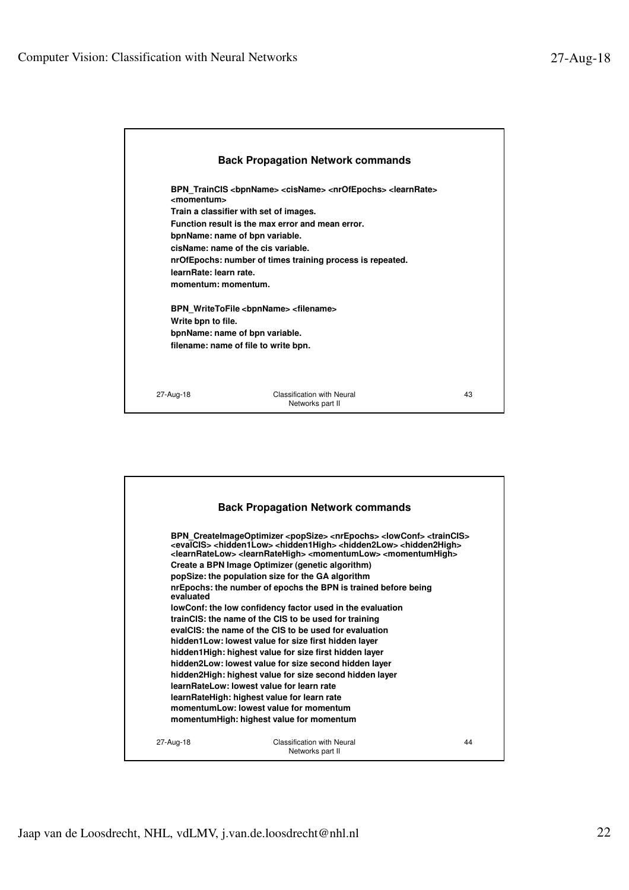## Back Propagation Network commands

**BPN_TrainCIS <bpnName> <cisName> <nrOfEpochs> <learnRate> <momentum>**

Train a classifier with set of images.

Function result is the max error and mean error.

bpnName: name of bpn variable.

cisName: name of the cis variable.

nrOfEpochs: number of times training process is repeated.

learnRate: learn rate.

momentum: momentum.

**BPN_WriteToFile <bpnName> <filename>**

Write bpn to file.

bpnName: name of bpn variable.

filename: name of file to write bpn.

## Back Propagation Network commands

**BPN_CreateImageOptimizer <popSize> <nrEpochs> <lowConf> <trainCIS> <evalCIS> <hidden1Low> <hidden1High> <hidden2Low> <hidden2High> <learnRateLow> <learnRateHigh> <momentumLow> <momentumHigh>**

Create a BPN Image Optimizer (genetic algorithm)

popSize: the population size for the GA algorithm

nrEpochs: the number of epochs the BPN is trained before being evaluated

lowConf: the low confidency factor used in the evaluation

trainCIS: the name of the CIS to be used for training

evalCIS: the name of the CIS to be used for evaluation

hidden1Low: lowest value for size first hidden layer

hidden1High: highest value for size first hidden layer

hidden2Low: lowest value for size second hidden layer

hidden2High: highest value for size second hidden layer

learnRateLow: lowest value for learn rate

learnRateHigh: highest value for learn rate

momentumLow: lowest value for momentum

momentumHigh: highest value for momentum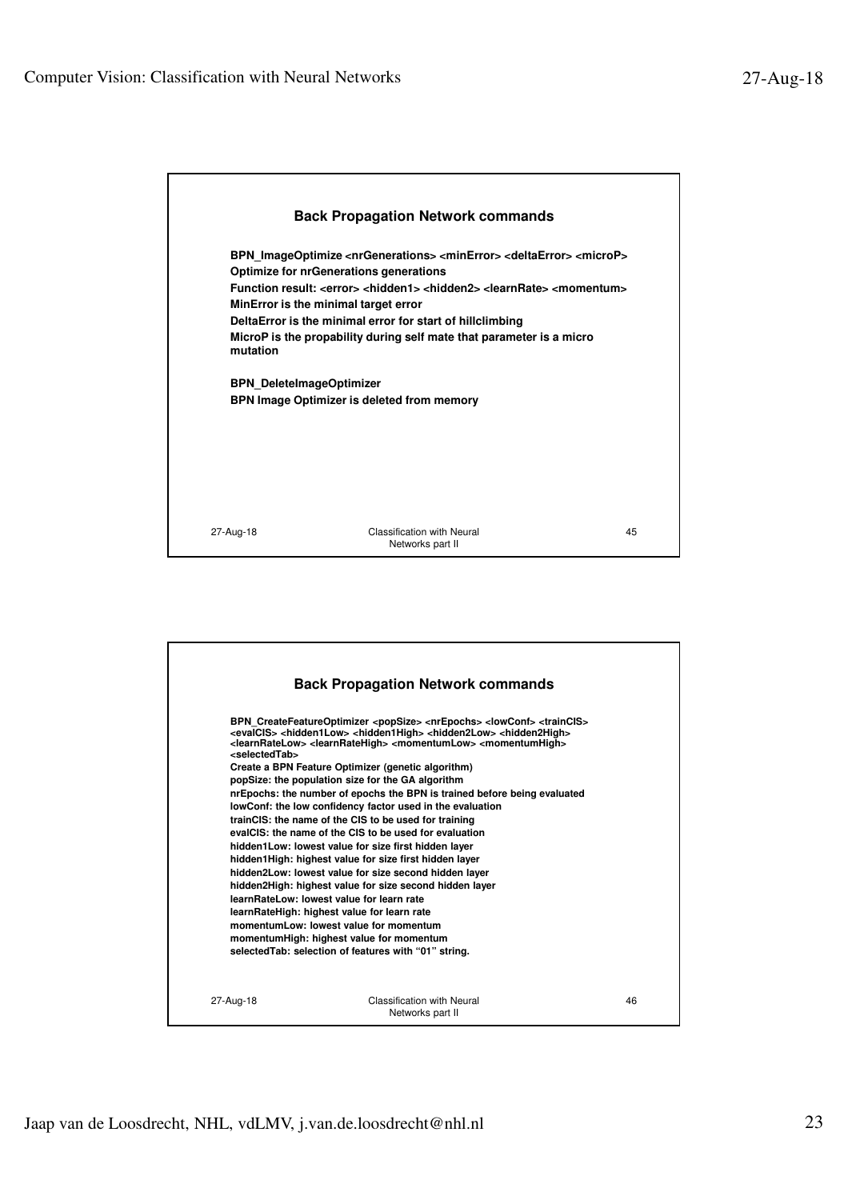## Back Propagation Network commands

**BPN_ImageOptimize <nrGenerations> <minError> <deltaError> <microP>**
**Optimize for nrGenerations generations**
**Function result: <error> <hidden1> <hidden2> <learnRate> <momentum>**
**MinError is the minimal target error**
**DeltaError is the minimal error for start of hillclimbing**
**MicroP is the propability during self mate that parameter is a micro mutation**

**BPN_DeleteImageOptimizer**
**BPN Image Optimizer is deleted from memory**

## Back Propagation Network commands

**BPN_CreateFeatureOptimizer <popSize> <nrEpochs> <lowConf> <trainCIS> <evalCIS> <hidden1Low> <hidden1High> <hidden2Low> <hidden2High> <learnRateLow> <learnRateHigh> <momentumLow> <momentumHigh> <selectedTab>**
**Create a BPN Feature Optimizer (genetic algorithm)**
**popSize: the population size for the GA algorithm**
**nrEpochs: the number of epochs the BPN is trained before being evaluated**
**lowConf: the low confidency factor used in the evaluation**
**trainCIS: the name of the CIS to be used for training**
**evalCIS: the name of the CIS to be used for evaluation**
**hidden1Low: lowest value for size first hidden layer**
**hidden1High: highest value for size first hidden layer**
**hidden2Low: lowest value for size second hidden layer**
**hidden2High: highest value for size second hidden layer**
**learnRateLow: lowest value for learn rate**
**learnRateHigh: highest value for learn rate**
**momentumLow: lowest value for momentum**
**momentumHigh: highest value for momentum**
**selectedTab: selection of features with "01" string.**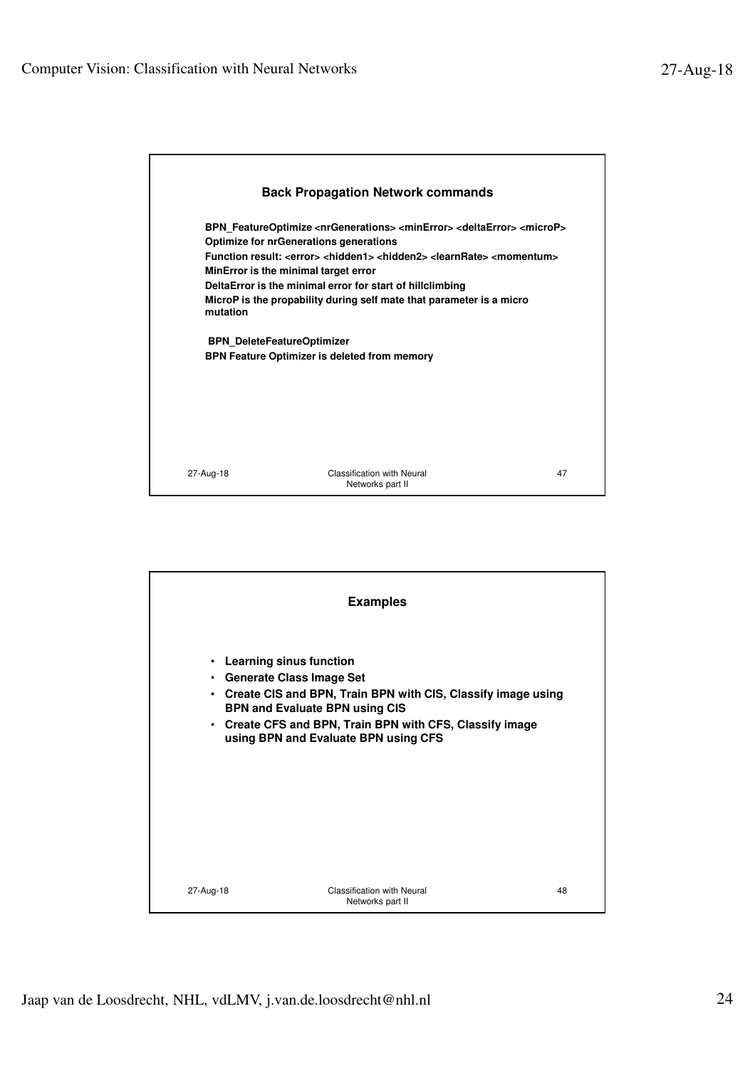## Back Propagation Network commands

**BPN_FeatureOptimize <nrGenerations> <minError> <deltaError> <microP>**
**Optimize for nrGenerations generations**
**Function result: <error> <hidden1> <hidden2> <learnRate> <momentum>**
**MinError is the minimal target error**
**DeltaError is the minimal error for start of hillclimbing**
**MicroP is the propability during self mate that parameter is a micro mutation**

**BPN_DeleteFeatureOptimizer**
**BPN Feature Optimizer is deleted from memory**

## Examples

- **Learning sinus function**
- **Generate Class Image Set**
- **Create CIS and BPN, Train BPN with CIS, Classify image using BPN and Evaluate BPN using CIS**
- **Create CFS and BPN, Train BPN with CFS, Classify image using BPN and Evaluate BPN using CFS**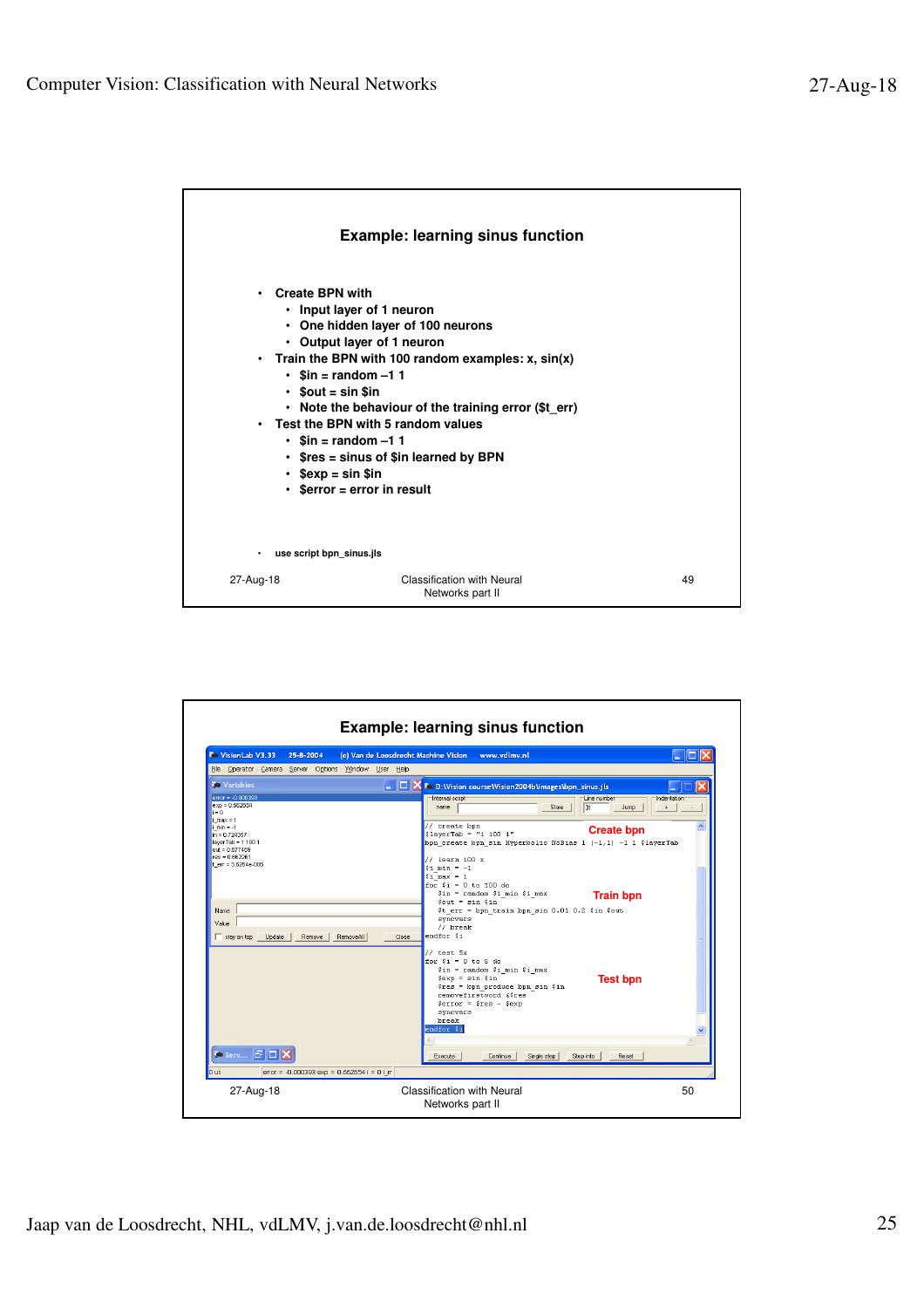## Example: learning sinus function

- Create BPN with
  - Input layer of 1 neuron
  - One hidden layer of 100 neurons
  - Output layer of 1 neuron
- Train the BPN with 100 random examples: x, sin(x)
  - $in = random –1 1
  - $out = sin $in
  - Note the behaviour of the training error ($t_err)
- Test the BPN with 5 random values
  - $in = random –1 1
  - $res = sinus of $in learned by BPN
  - $exp = sin $in
  - $error = error in result

- use script bpn_sinus.jls

27-Aug-18 — Classification with Neural Networks part II — 49

## Example: learning sinus function

```
// create bpn
$layerTab = "1 100 1"
bpn_create bpn_sin Hyperbolic NoBias 1 [-1,1] -1 1 $layerTab

// learn 100 x
$i_min = -1
$i_max = 1
for $i = 0 to 100 do
   $in = random $i_min $i_max
   $out = sin $in
   $t_err = bpn_train bpn_sin 0.01 0.2 $in $out
   syncvars
   // break
endfor $i

// test 5x
for $i = 0 to 5 do
   $in = random $i_min $i_max
   $exp = sin $in
   $res = bpn_produce bpn_sin $in
   removefirstword $res
   $error = $res - $exp
   syncvars
   break
endfor $i
```

Create bpn

Train bpn

Test bpn

27-Aug-18 — Classification with Neural Networks part II — 50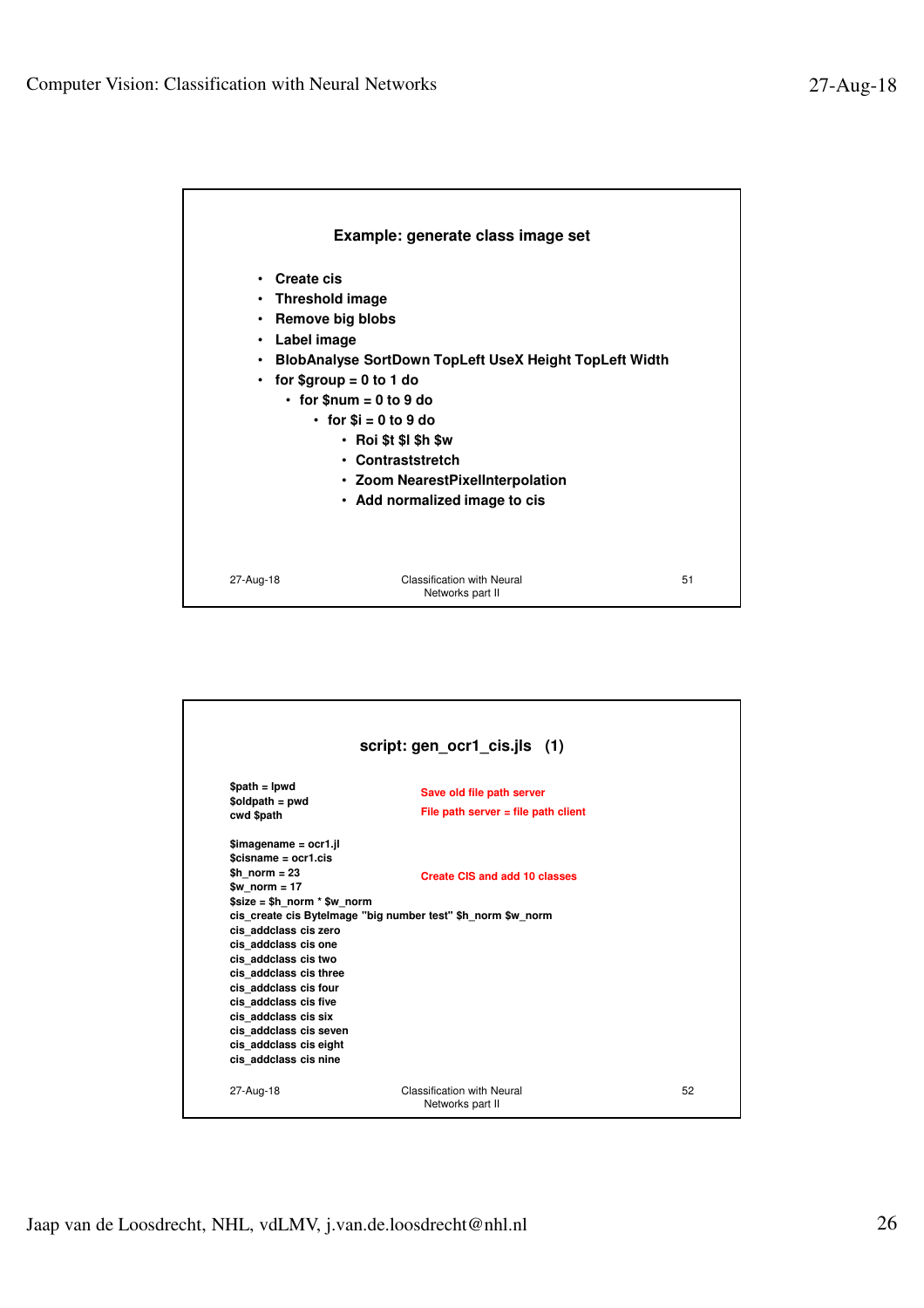## Example: generate class image set

- Create cis
- Threshold image
- Remove big blobs
- Label image
- BlobAnalyse SortDown TopLeft UseX Height TopLeft Width
- for $group = 0 to 1 do
  - for $num = 0 to 9 do
    - for $i = 0 to 9 do
      - Roi $t $l $h $w
      - Contraststretch
      - Zoom NearestPixelInterpolation
      - Add normalized image to cis

## script: gen_ocr1_cis.jls (1)

```
$path = lpwd
$oldpath = pwd
cwd $path

$imagename = ocr1.jl
$cisname = ocr1.cis
$h_norm = 23
$w_norm = 17
$size = $h_norm * $w_norm
cis_create cis ByteImage "big number test" $h_norm $w_norm
cis_addclass cis zero
cis_addclass cis one
cis_addclass cis two
cis_addclass cis three
cis_addclass cis four
cis_addclass cis five
cis_addclass cis six
cis_addclass cis seven
cis_addclass cis eight
cis_addclass cis nine
```

Save old file path server

File path server = file path client

Create CIS and add 10 classes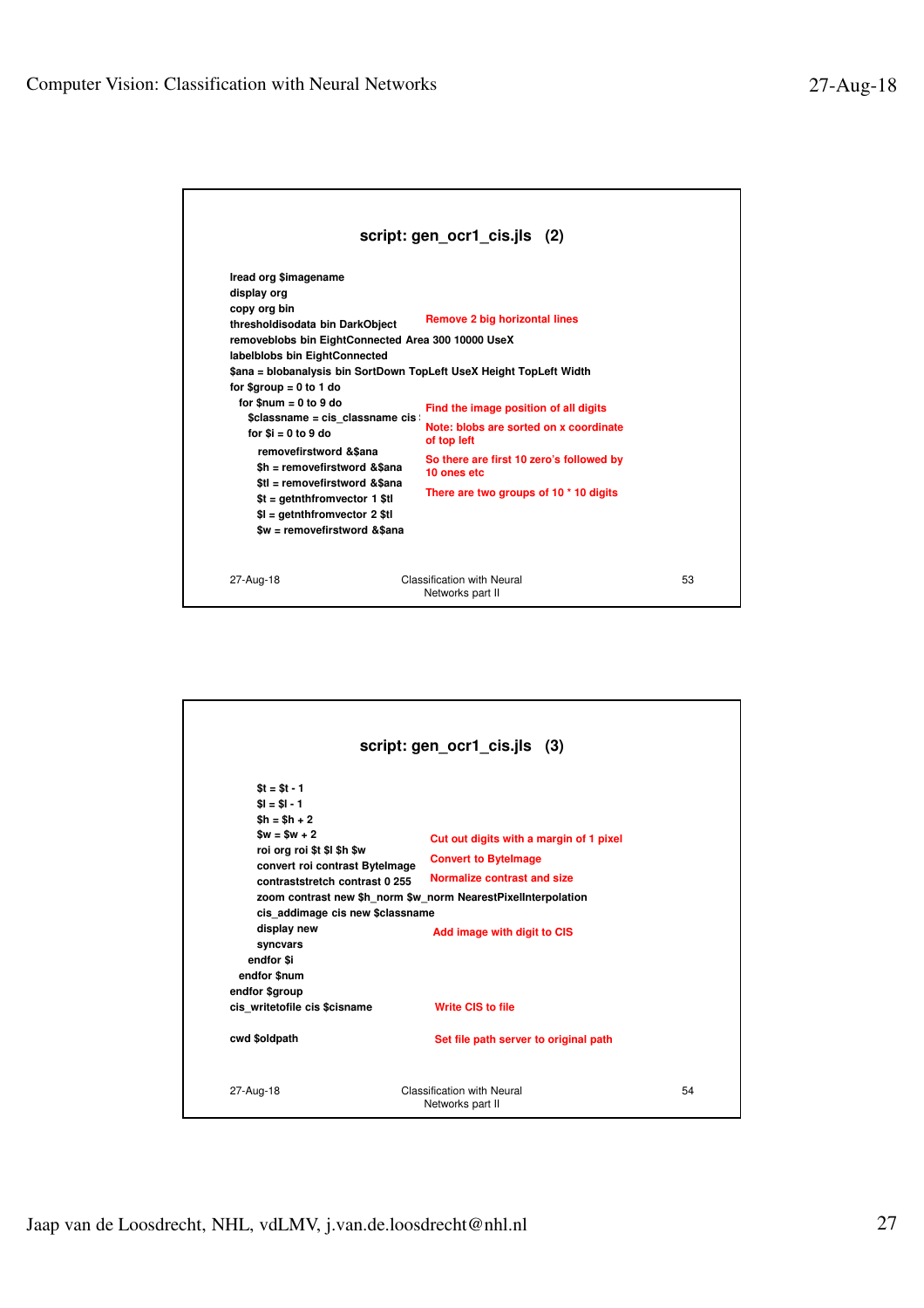## script: gen_ocr1_cis.jls (2)

```
lread org $imagename
display org
copy org bin
thresholdisodata bin DarkObject
removeblobs bin EightConnected Area 300 10000 UseX
labelblobs bin EightConnected
$ana = blobanalysis bin SortDown TopLeft UseX Height TopLeft Width
for $group = 0 to 1 do
  for $num = 0 to 9 do
    $classname = cis_classname cis $
    for $i = 0 to 9 do
      removefirstword &$ana
      $h = removefirstword &$ana
      $tl = removefirstword &$ana
      $t = getnthfromvector 1 $tl
      $l = getnthfromvector 2 $tl
      $w = removefirstword &$ana
```

Remove 2 big horizontal lines

Find the image position of all digits

Note: blobs are sorted on x coordinate of top left

So there are first 10 zero's followed by 10 ones etc

There are two groups of 10 * 10 digits

27-Aug-18 — Classification with Neural Networks part II — 53

## script: gen_ocr1_cis.jls (3)

```
      $t = $t - 1
      $l = $l - 1
      $h = $h + 2
      $w = $w + 2
      roi org roi $t $l $h $w
      convert roi contrast ByteImage
      contraststretch contrast 0 255
      zoom contrast new $h_norm $w_norm NearestPixelInterpolation
      cis_addimage cis new $classname
      display new
      syncvars
    endfor $i
  endfor $num
endfor $group
cis_writetofile cis $cisname

cwd $oldpath
```

Cut out digits with a margin of 1 pixel

Convert to ByteImage

Normalize contrast and size

Add image with digit to CIS

Write CIS to file

Set file path server to original path

27-Aug-18 — Classification with Neural Networks part II — 54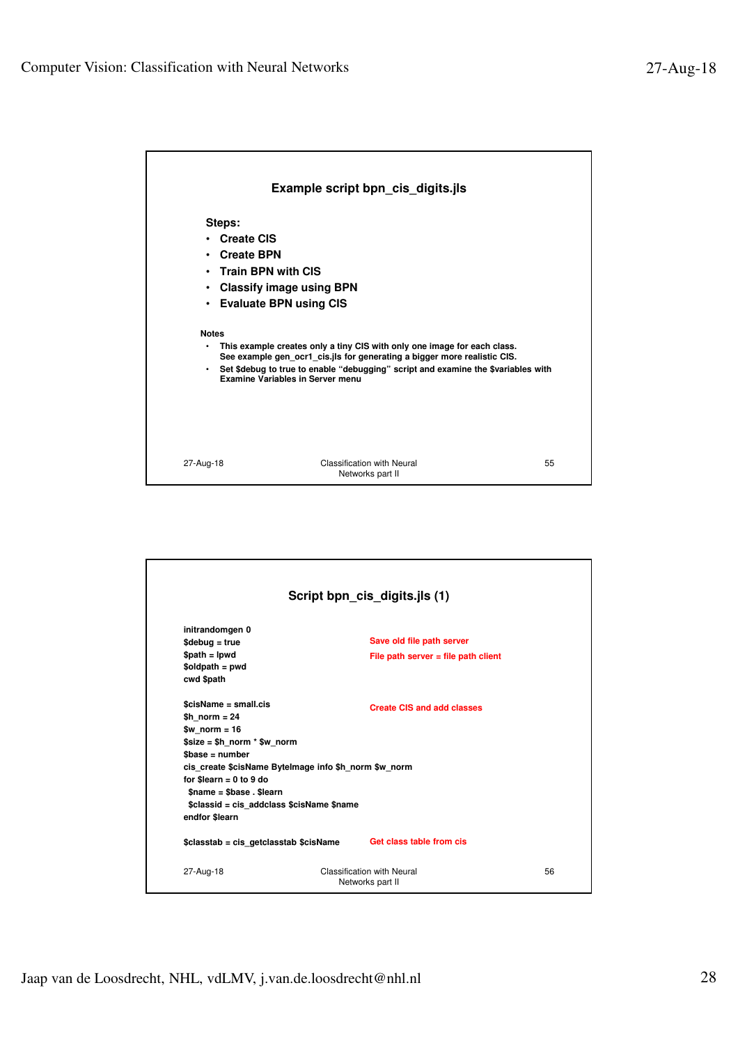## Example script bpn_cis_digits.jls

**Steps:**

- **Create CIS**
- **Create BPN**
- **Train BPN with CIS**
- **Classify image using BPN**
- **Evaluate BPN using CIS**

**Notes**

- This example creates only a tiny CIS with only one image for each class. See example gen_ocr1_cis.jls for generating a bigger more realistic CIS.
- Set $debug to true to enable "debugging" script and examine the $variables with Examine Variables in Server menu

## Script bpn_cis_digits.jls (1)

```
initrandomgen 0
$debug = true                                    Save old file path server
$path = lpwd                                     File path server = file path client
$oldpath = pwd
cwd $path

$cisName = small.cis                             Create CIS and add classes
$h_norm = 24
$w_norm = 16
$size = $h_norm * $w_norm
$base = number
cis_create $cisName ByteImage info $h_norm $w_norm
for $learn = 0 to 9 do
  $name = $base . $learn
  $classid = cis_addclass $cisName $name
endfor $learn

$classtab = cis_getclasstab $cisName             Get class table from cis
```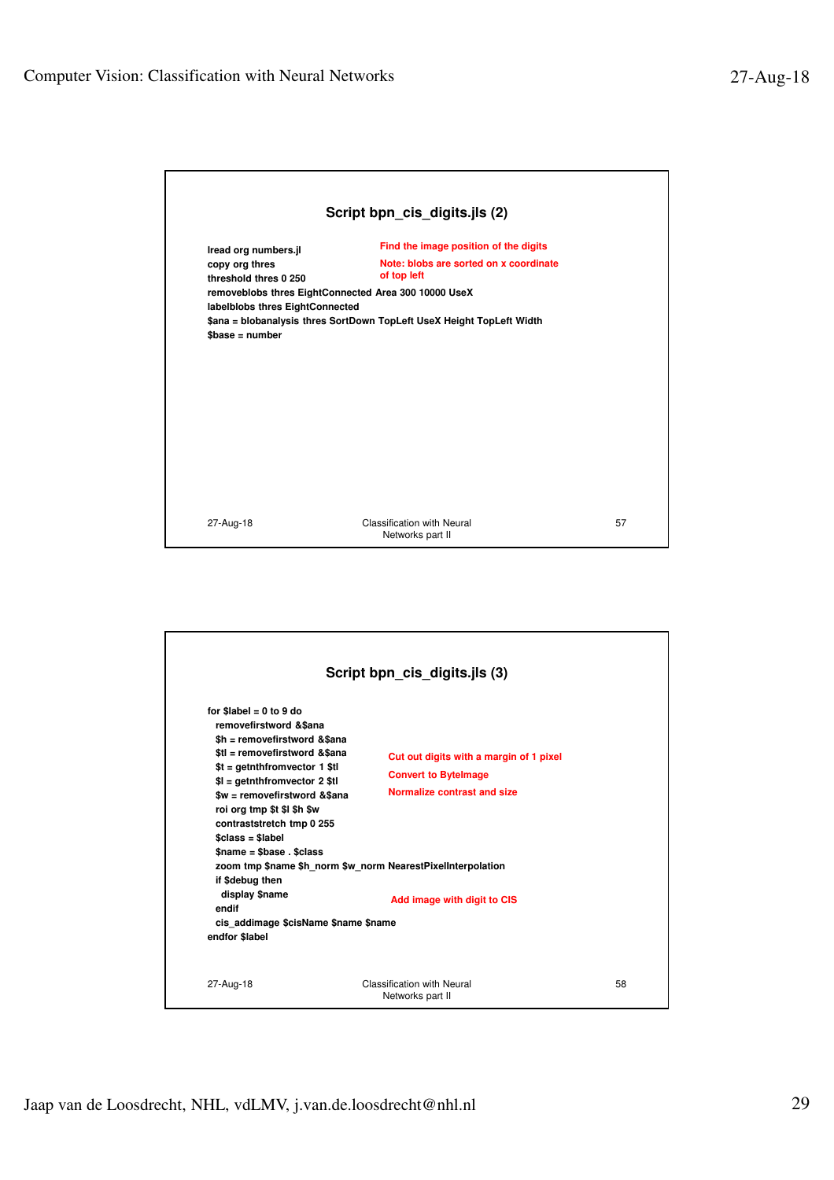## Script bpn_cis_digits.jls (2)

```
lread org numbers.jl
copy org thres
threshold thres 0 250
removeblobs thres EightConnected Area 300 10000 UseX
labelblobs thres EightConnected
$ana = blobanalysis thres SortDown TopLeft UseX Height TopLeft Width
$base = number
```

Find the image position of the digits

Note: blobs are sorted on x coordinate of top left

## Script bpn_cis_digits.jls (3)

```
for $label = 0 to 9 do
  removefirstword &$ana
  $h = removefirstword &$ana
  $tl = removefirstword &$ana
  $t = getnthfromvector 1 $tl
  $l = getnthfromvector 2 $tl
  $w = removefirstword &$ana
  roi org tmp $t $l $h $w
  contraststretch tmp 0 255
  $class = $label
  $name = $base . $class
  zoom tmp $name $h_norm $w_norm NearestPixelInterpolation
  if $debug then
    display $name
  endif
  cis_addimage $cisName $name $name
endfor $label
```

Cut out digits with a margin of 1 pixel

Convert to ByteImage

Normalize contrast and size

Add image with digit to CIS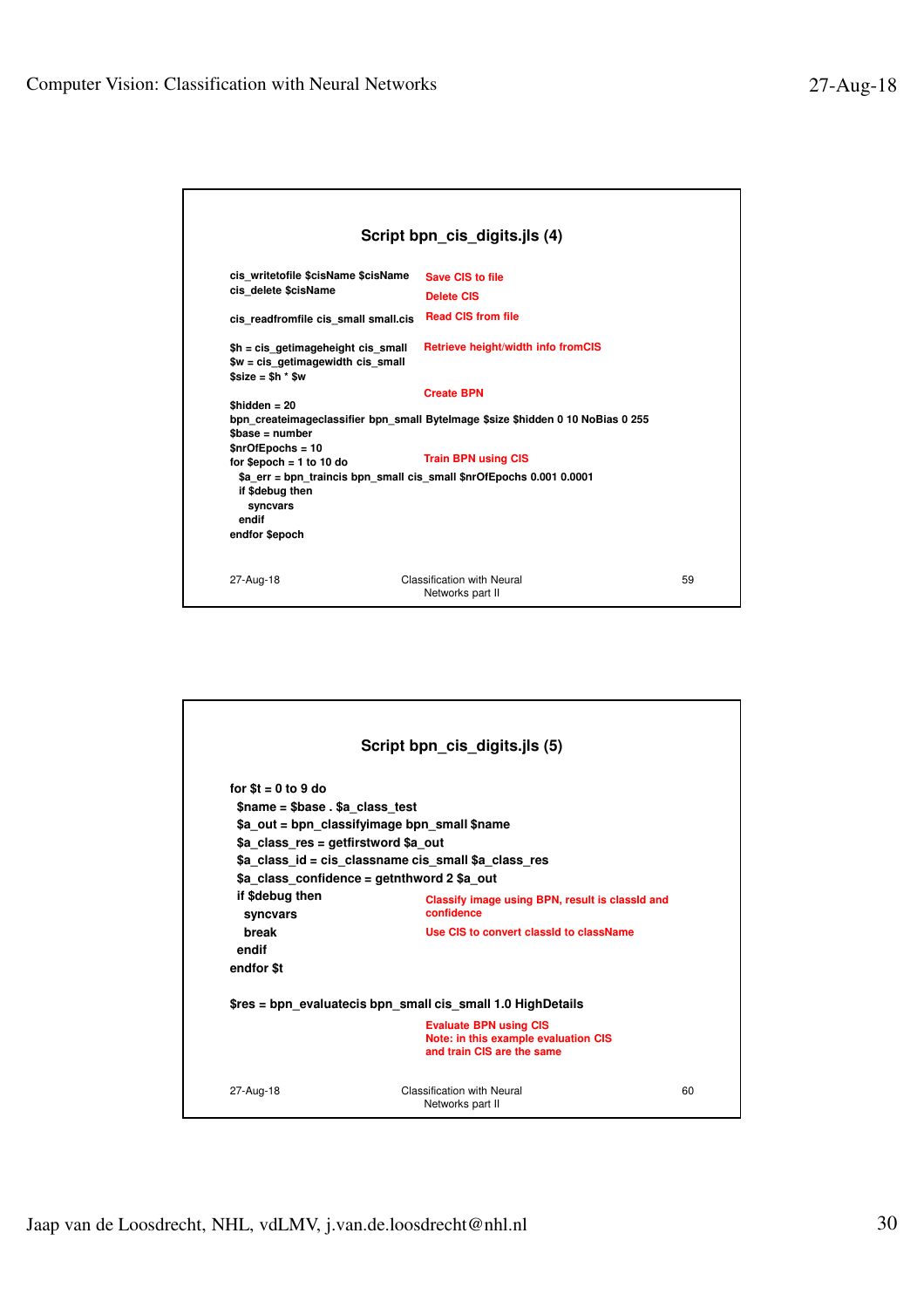## Script bpn_cis_digits.jls (4)

```
cis_writetofile $cisName $cisName
cis_delete $cisName

cis_readfromfile cis_small small.cis

$h = cis_getimageheight cis_small
$w = cis_getimagewidth cis_small
$size = $h * $w

$hidden = 20
bpn_createimageclassifier bpn_small ByteImage $size $hidden 0 10 NoBias 0 255
$base = number
$nrOfEpochs = 10
for $epoch = 1 to 10 do
  $a_err = bpn_traincis bpn_small cis_small $nrOfEpochs 0.001 0.0001
  if $debug then
    syncvars
  endif
endfor $epoch
```

Save CIS to file

Delete CIS

Read CIS from file

Retrieve height/width info fromCIS

Create BPN

Train BPN using CIS

27-Aug-18 Classification with Neural Networks part II 59

## Script bpn_cis_digits.jls (5)

```
for $t = 0 to 9 do
  $name = $base . $a_class_test
  $a_out = bpn_classifyimage bpn_small $name
  $a_class_res = getfirstword $a_out
  $a_class_id = cis_classname cis_small $a_class_res
  $a_class_confidence = getnthword 2 $a_out
  if $debug then
    syncvars
    break
  endif
endfor $t

$res = bpn_evaluatecis bpn_small cis_small 1.0 HighDetails
```

Classify image using BPN, result is classId and confidence

Use CIS to convert classId to className

Evaluate BPN using CIS
Note: in this example evaluation CIS and train CIS are the same

27-Aug-18 Classification with Neural Networks part II 60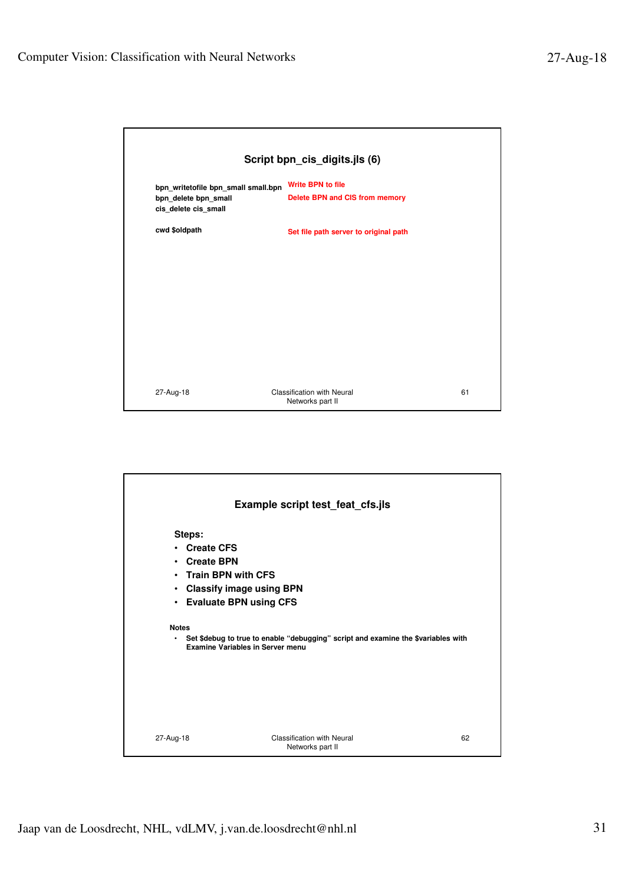## Script bpn_cis_digits.jls (6)

| | |
|---|---|
| bpn_writetofile bpn_small small.bpn | Write BPN to file |
| bpn_delete bpn_small | Delete BPN and CIS from memory |
| cis_delete cis_small | |
| | |
| cwd $oldpath | Set file path server to original path |

## Example script test_feat_cfs.jls

**Steps:**

- Create CFS
- Create BPN
- Train BPN with CFS
- Classify image using BPN
- Evaluate BPN using CFS

**Notes**

- Set $debug to true to enable "debugging" script and examine the $variables with Examine Variables in Server menu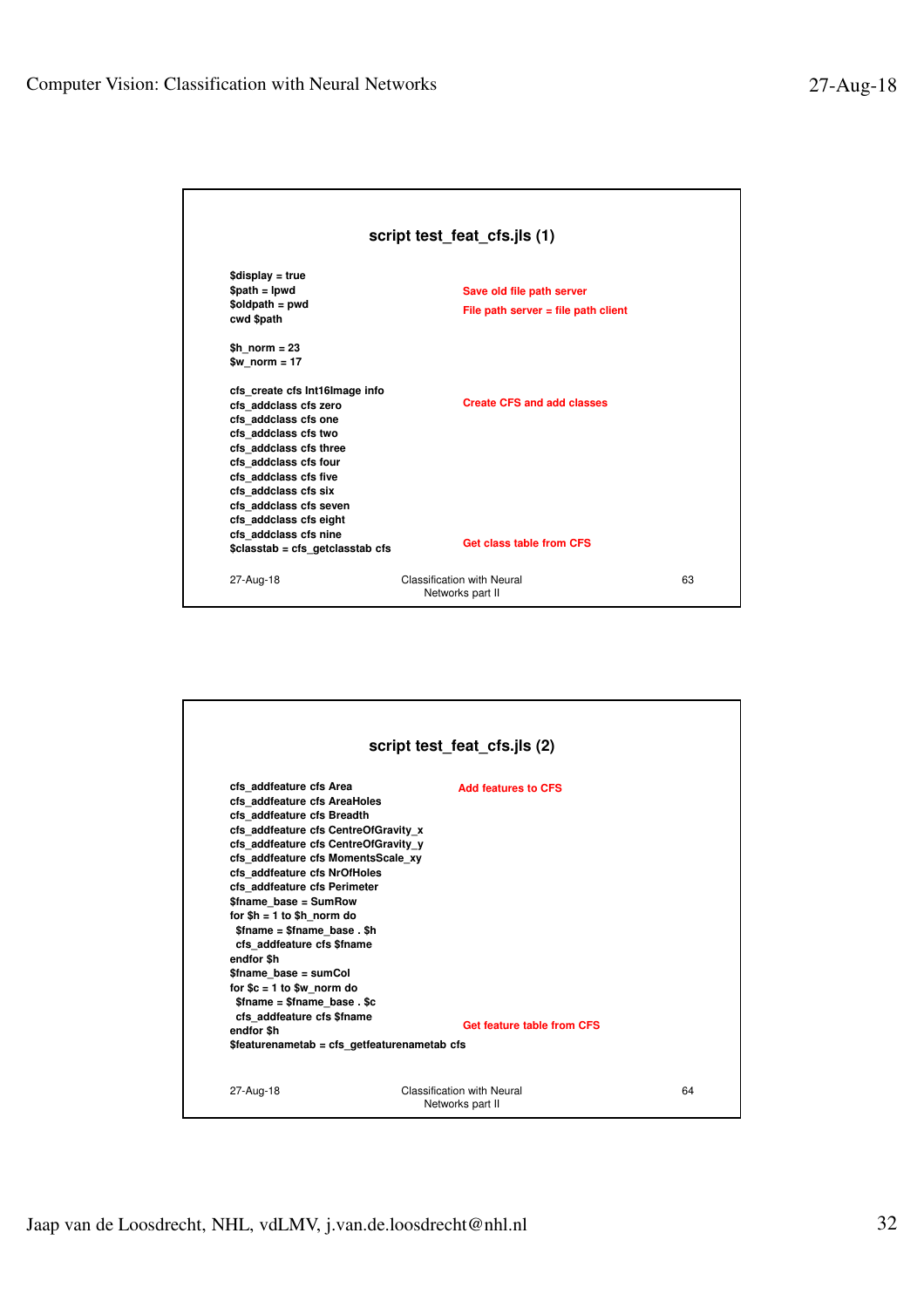## script test_feat_cfs.jls (1)

```
$display = true
$path = lpwd                          Save old file path server
$oldpath = pwd                        File path server = file path client
cwd $path

$h_norm = 23
$w_norm = 17

cfs_create cfs Int16Image info
cfs_addclass cfs zero                 Create CFS and add classes
cfs_addclass cfs one
cfs_addclass cfs two
cfs_addclass cfs three
cfs_addclass cfs four
cfs_addclass cfs five
cfs_addclass cfs six
cfs_addclass cfs seven
cfs_addclass cfs eight
cfs_addclass cfs nine
$classtab = cfs_getclasstab cfs       Get class table from CFS
```

## script test_feat_cfs.jls (2)

```
cfs_addfeature cfs Area               Add features to CFS
cfs_addfeature cfs AreaHoles
cfs_addfeature cfs Breadth
cfs_addfeature cfs CentreOfGravity_x
cfs_addfeature cfs CentreOfGravity_y
cfs_addfeature cfs MomentsScale_xy
cfs_addfeature cfs NrOfHoles
cfs_addfeature cfs Perimeter
$fname_base = SumRow
for $h = 1 to $h_norm do
  $fname = $fname_base . $h
  cfs_addfeature cfs $fname
endfor $h
$fname_base = sumCol
for $c = 1 to $w_norm do
  $fname = $fname_base . $c
  cfs_addfeature cfs $fname
endfor $h                             Get feature table from CFS
$featurenametab = cfs_getfeaturenametab cfs
```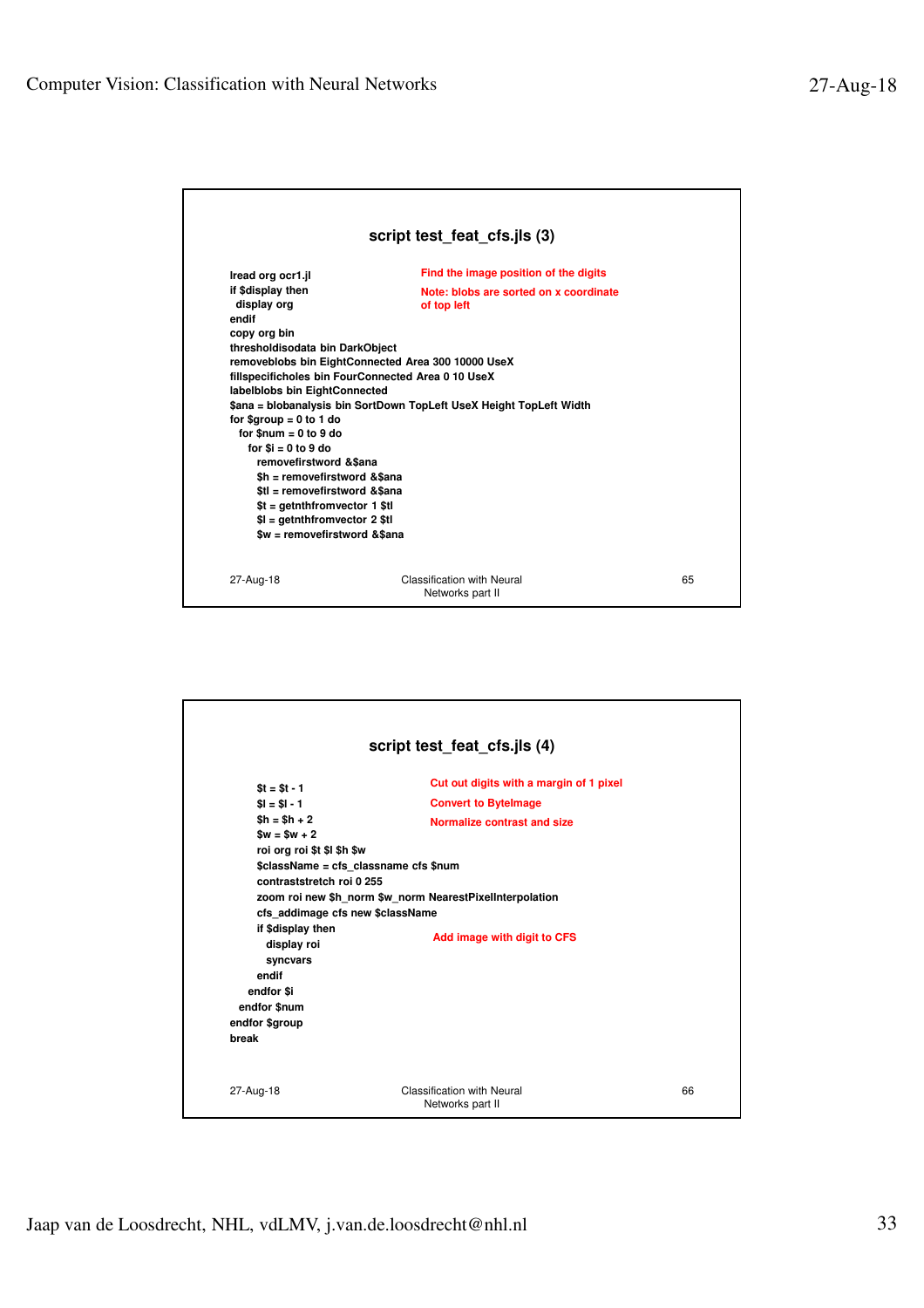## script test_feat_cfs.jls (3)

```
lread org ocr1.jl
if $display then
  display org
endif
copy org bin
thresholdisodata bin DarkObject
removeblobs bin EightConnected Area 300 10000 UseX
fillspecificholes bin FourConnected Area 0 10 UseX
labelblobs bin EightConnected
$ana = blobanalysis bin SortDown TopLeft UseX Height TopLeft Width
for $group = 0 to 1 do
  for $num = 0 to 9 do
    for $i = 0 to 9 do
      removefirstword &$ana
      $h = removefirstword &$ana
      $tl = removefirstword &$ana
      $t = getnthfromvector 1 $tl
      $l = getnthfromvector 2 $tl
      $w = removefirstword &$ana
```

Find the image position of the digits

Note: blobs are sorted on x coordinate of top left

27-Aug-18 — Classification with Neural Networks part II — 65

## script test_feat_cfs.jls (4)

```
      $t = $t - 1
      $l = $l - 1
      $h = $h + 2
      $w = $w + 2
      roi org roi $t $l $h $w
      $className = cfs_classname cfs $num
      contraststretch roi 0 255
      zoom roi new $h_norm $w_norm NearestPixelInterpolation
      cfs_addimage cfs new $className
      if $display then
        display roi
        syncvars
      endif
    endfor $i
  endfor $num
endfor $group
break
```

Cut out digits with a margin of 1 pixel

Convert to ByteImage

Normalize contrast and size

Add image with digit to CFS

27-Aug-18 — Classification with Neural Networks part II — 66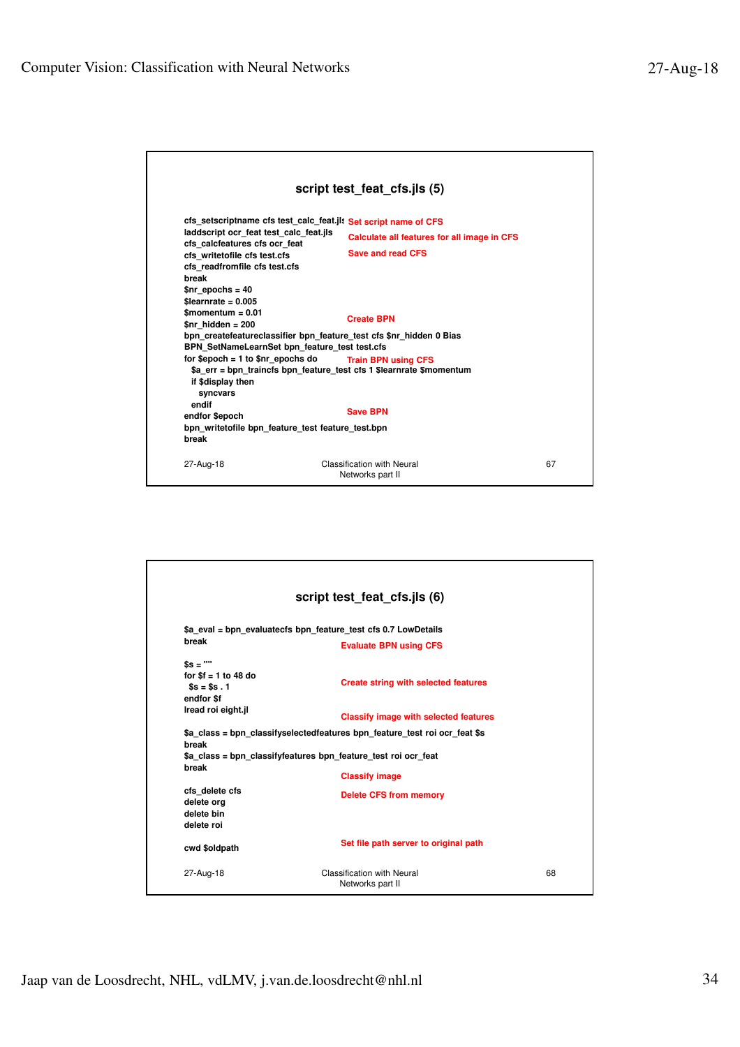## script test_feat_cfs.jls (5)

```
cfs_setscriptname cfs test_calc_feat.jls     Set script name of CFS
laddscript ocr_feat test_calc_feat.jls       Calculate all features for all image in CFS
cfs_calcfeatures cfs ocr_feat
cfs_writetofile cfs test.cfs                 Save and read CFS
cfs_readfromfile cfs test.cfs
break
$nr_epochs = 40
$learnrate = 0.005
$momentum = 0.01
$nr_hidden = 200                             Create BPN
bpn_createfeatureclassifier bpn_feature_test cfs $nr_hidden 0 Bias
BPN_SetNameLearnSet bpn_feature_test test.cfs
for $epoch = 1 to $nr_epochs do              Train BPN using CFS
  $a_err = bpn_traincfs bpn_feature_test cfs 1 $learnrate $momentum
  if $display then
    syncvars
  endif
endfor $epoch                                Save BPN
bpn_writetofile bpn_feature_test feature_test.bpn
break
```

27-Aug-18 Classification with Neural Networks part II 67

## script test_feat_cfs.jls (6)

```
$a_eval = bpn_evaluatecfs bpn_feature_test cfs 0.7 LowDetails
break                                        Evaluate BPN using CFS

$s = ""
for $f = 1 to 48 do                          Create string with selected features
  $s = $s . 1
endfor $f
lread roi eight.jl
                                             Classify image with selected features
$a_class = bpn_classifyselectedfeatures bpn_feature_test roi ocr_feat $s
break
$a_class = bpn_classifyfeatures bpn_feature_test roi ocr_feat
break
                                             Classify image
cfs_delete cfs                               Delete CFS from memory
delete org
delete bin
delete roi

cwd $oldpath                                 Set file path server to original path
```

27-Aug-18 Classification with Neural Networks part II 68